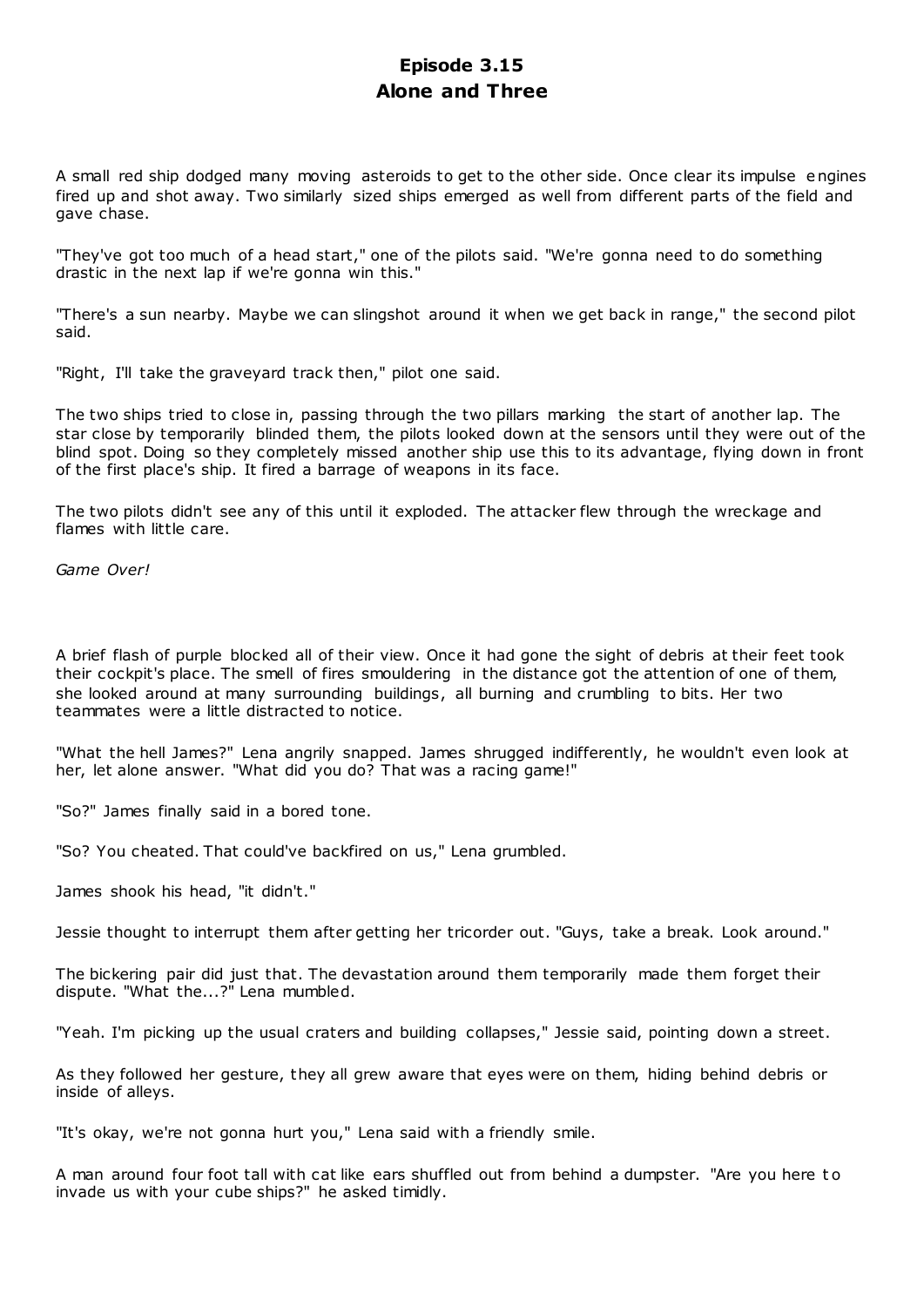# Episode 3.15
# Alone and Three

A small red ship dodged many moving asteroids to get to the other side. Once clear its impulse engines fired up and shot away. Two similarly sized ships emerged as well from different parts of the field and gave chase.

"They've got too much of a head start," one of the pilots said. "We're gonna need to do something drastic in the next lap if we're gonna win this."

"There's a sun nearby. Maybe we can slingshot around it when we get back in range," the second pilot said.

"Right, I'll take the graveyard track then," pilot one said.

The two ships tried to close in, passing through the two pillars marking the start of another lap. The star close by temporarily blinded them, the pilots looked down at the sensors until they were out of the blind spot. Doing so they completely missed another ship use this to its advantage, flying down in front of the first place's ship. It fired a barrage of weapons in its face.

The two pilots didn't see any of this until it exploded. The attacker flew through the wreckage and flames with little care.

*Game Over!*

A brief flash of purple blocked all of their view. Once it had gone the sight of debris at their feet took their cockpit's place. The smell of fires smouldering in the distance got the attention of one of them, she looked around at many surrounding buildings, all burning and crumbling to bits. Her two teammates were a little distracted to notice.

"What the hell James?" Lena angrily snapped. James shrugged indifferently, he wouldn't even look at her, let alone answer. "What did you do? That was a racing game!"

"So?" James finally said in a bored tone.

"So? You cheated. That could've backfired on us," Lena grumbled.

James shook his head, "it didn't."

Jessie thought to interrupt them after getting her tricorder out. "Guys, take a break. Look around."

The bickering pair did just that. The devastation around them temporarily made them forget their dispute. "What the...?" Lena mumbled.

"Yeah. I'm picking up the usual craters and building collapses," Jessie said, pointing down a street.

As they followed her gesture, they all grew aware that eyes were on them, hiding behind debris or inside of alleys.

"It's okay, we're not gonna hurt you," Lena said with a friendly smile.

A man around four foot tall with cat like ears shuffled out from behind a dumpster. "Are you here to invade us with your cube ships?" he asked timidly.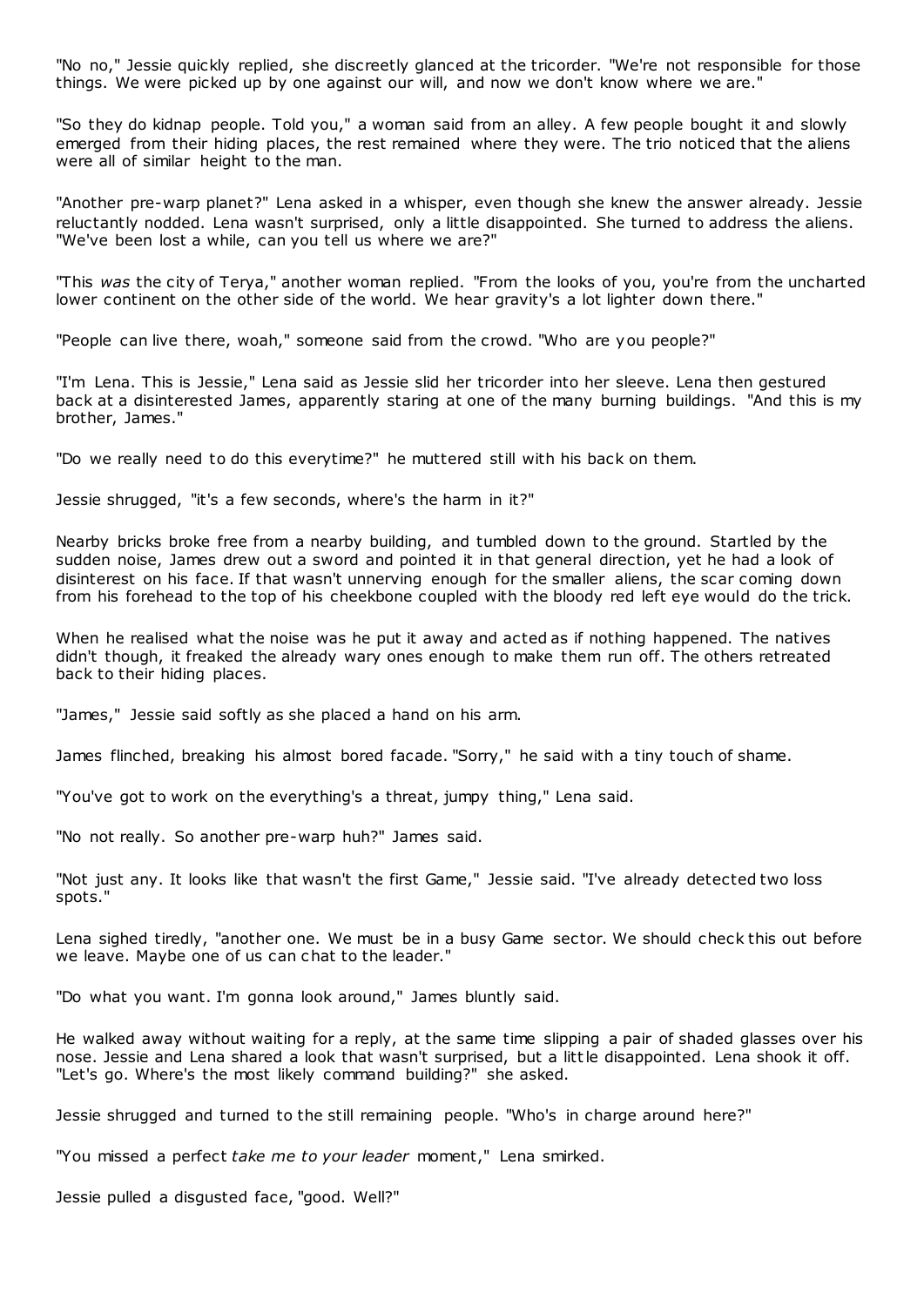"No no," Jessie quickly replied, she discreetly glanced at the tricorder. "We're not responsible for those things. We were picked up by one against our will, and now we don't know where we are."

"So they do kidnap people. Told you," a woman said from an alley. A few people bought it and slowly emerged from their hiding places, the rest remained where they were. The trio noticed that the aliens were all of similar height to the man.

"Another pre-warp planet?" Lena asked in a whisper, even though she knew the answer already. Jessie reluctantly nodded. Lena wasn't surprised, only a little disappointed. She turned to address the aliens. "We've been lost a while, can you tell us where we are?"

"This *was* the city of Terya," another woman replied. "From the looks of you, you're from the uncharted lower continent on the other side of the world. We hear gravity's a lot lighter down there."

"People can live there, woah," someone said from the crowd. "Who are you people?"

"I'm Lena. This is Jessie," Lena said as Jessie slid her tricorder into her sleeve. Lena then gestured back at a disinterested James, apparently staring at one of the many burning buildings. "And this is my brother, James."

"Do we really need to do this everytime?" he muttered still with his back on them.

Jessie shrugged, "it's a few seconds, where's the harm in it?"

Nearby bricks broke free from a nearby building, and tumbled down to the ground. Startled by the sudden noise, James drew out a sword and pointed it in that general direction, yet he had a look of disinterest on his face. If that wasn't unnerving enough for the smaller aliens, the scar coming down from his forehead to the top of his cheekbone coupled with the bloody red left eye would do the trick.

When he realised what the noise was he put it away and acted as if nothing happened. The natives didn't though, it freaked the already wary ones enough to make them run off. The others retreated back to their hiding places.

"James," Jessie said softly as she placed a hand on his arm.

James flinched, breaking his almost bored facade. "Sorry," he said with a tiny touch of shame.

"You've got to work on the everything's a threat, jumpy thing," Lena said.

"No not really. So another pre-warp huh?" James said.

"Not just any. It looks like that wasn't the first Game," Jessie said. "I've already detected two loss spots."

Lena sighed tiredly, "another one. We must be in a busy Game sector. We should check this out before we leave. Maybe one of us can chat to the leader."

"Do what you want. I'm gonna look around," James bluntly said.

He walked away without waiting for a reply, at the same time slipping a pair of shaded glasses over his nose. Jessie and Lena shared a look that wasn't surprised, but a little disappointed. Lena shook it off. "Let's go. Where's the most likely command building?" she asked.

Jessie shrugged and turned to the still remaining people. "Who's in charge around here?"

"You missed a perfect *take me to your leader* moment," Lena smirked.

Jessie pulled a disgusted face, "good. Well?"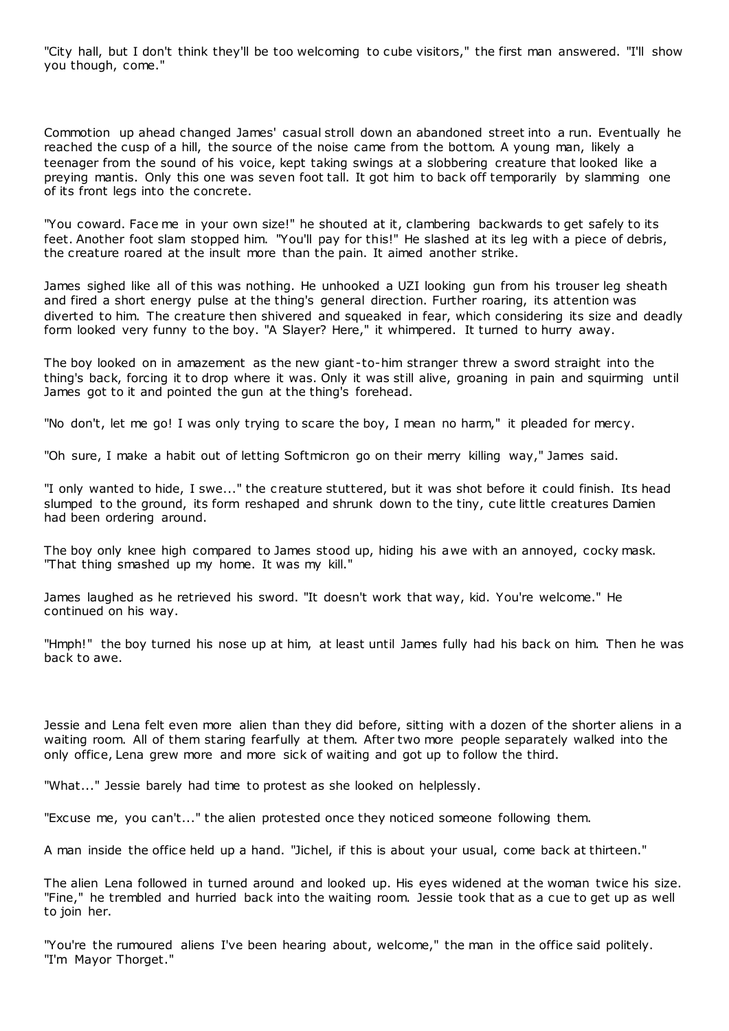"City hall, but I don't think they'll be too welcoming to cube visitors," the first man answered. "I'll show you though, come."

Commotion up ahead changed James' casual stroll down an abandoned street into a run. Eventually he reached the cusp of a hill, the source of the noise came from the bottom. A young man, likely a teenager from the sound of his voice, kept taking swings at a slobbering creature that looked like a preying mantis. Only this one was seven foot tall. It got him to back off temporarily by slamming one of its front legs into the concrete.

"You coward. Face me in your own size!" he shouted at it, clambering backwards to get safely to its feet. Another foot slam stopped him. "You'll pay for this!" He slashed at its leg with a piece of debris, the creature roared at the insult more than the pain. It aimed another strike.

James sighed like all of this was nothing. He unhooked a UZI looking gun from his trouser leg sheath and fired a short energy pulse at the thing's general direction. Further roaring, its attention was diverted to him. The creature then shivered and squeaked in fear, which considering its size and deadly form looked very funny to the boy. "A Slayer? Here," it whimpered. It turned to hurry away.

The boy looked on in amazement as the new giant-to-him stranger threw a sword straight into the thing's back, forcing it to drop where it was. Only it was still alive, groaning in pain and squirming until James got to it and pointed the gun at the thing's forehead.

"No don't, let me go! I was only trying to scare the boy, I mean no harm," it pleaded for mercy.

"Oh sure, I make a habit out of letting Softmicron go on their merry killing way," James said.

"I only wanted to hide, I swe..." the creature stuttered, but it was shot before it could finish. Its head slumped to the ground, its form reshaped and shrunk down to the tiny, cute little creatures Damien had been ordering around.

The boy only knee high compared to James stood up, hiding his awe with an annoyed, cocky mask. "That thing smashed up my home. It was my kill."

James laughed as he retrieved his sword. "It doesn't work that way, kid. You're welcome." He continued on his way.

"Hmph!" the boy turned his nose up at him, at least until James fully had his back on him. Then he was back to awe.

Jessie and Lena felt even more alien than they did before, sitting with a dozen of the shorter aliens in a waiting room. All of them staring fearfully at them. After two more people separately walked into the only office, Lena grew more and more sick of waiting and got up to follow the third.

"What..." Jessie barely had time to protest as she looked on helplessly.

"Excuse me, you can't..." the alien protested once they noticed someone following them.

A man inside the office held up a hand. "Jichel, if this is about your usual, come back at thirteen."

The alien Lena followed in turned around and looked up. His eyes widened at the woman twice his size. "Fine," he trembled and hurried back into the waiting room. Jessie took that as a cue to get up as well to join her.

"You're the rumoured aliens I've been hearing about, welcome," the man in the office said politely. "I'm Mayor Thorget."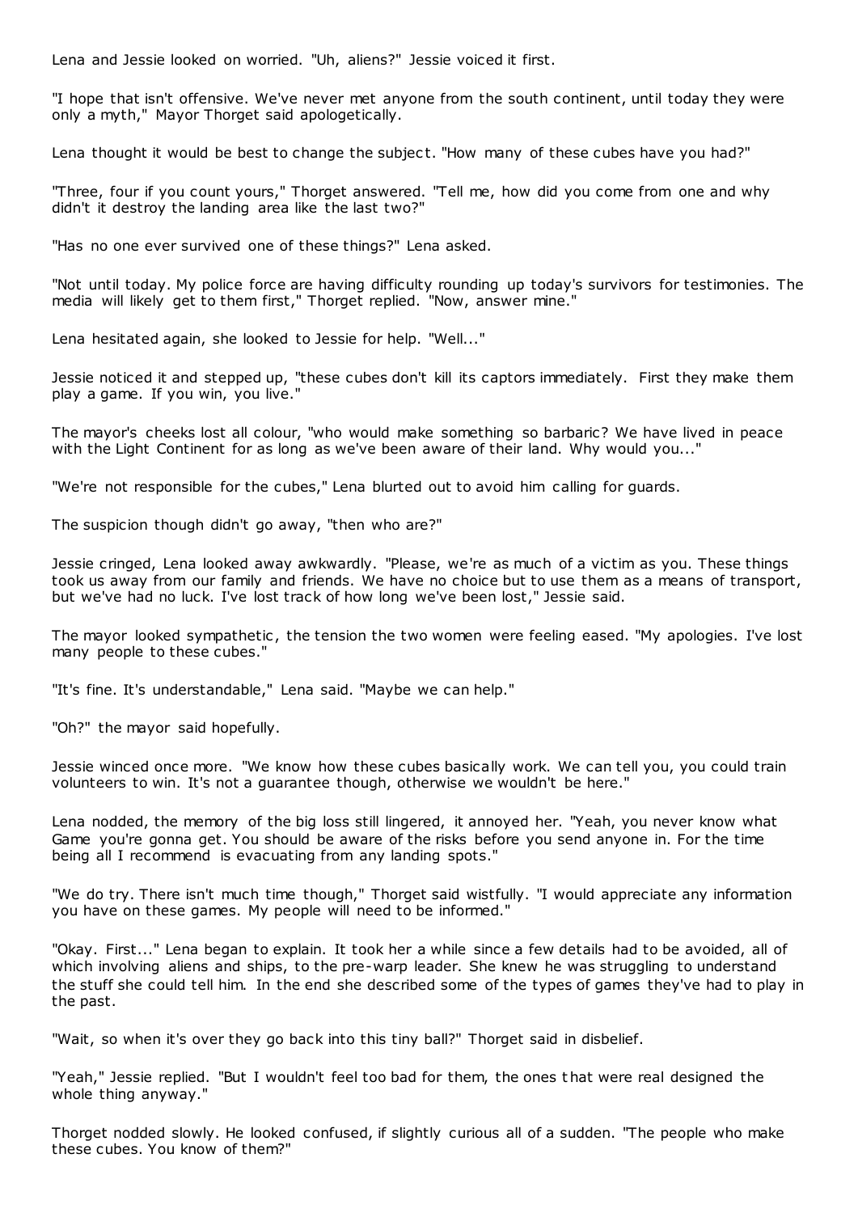Lena and Jessie looked on worried. "Uh, aliens?" Jessie voiced it first.

"I hope that isn't offensive. We've never met anyone from the south continent, until today they were only a myth," Mayor Thorget said apologetically.

Lena thought it would be best to change the subject. "How many of these cubes have you had?"

"Three, four if you count yours," Thorget answered. "Tell me, how did you come from one and why didn't it destroy the landing area like the last two?"

"Has no one ever survived one of these things?" Lena asked.

"Not until today. My police force are having difficulty rounding up today's survivors for testimonies. The media will likely get to them first," Thorget replied. "Now, answer mine."

Lena hesitated again, she looked to Jessie for help. "Well..."

Jessie noticed it and stepped up, "these cubes don't kill its captors immediately. First they make them play a game. If you win, you live."

The mayor's cheeks lost all colour, "who would make something so barbaric? We have lived in peace with the Light Continent for as long as we've been aware of their land. Why would you..."

"We're not responsible for the cubes," Lena blurted out to avoid him calling for guards.

The suspicion though didn't go away, "then who are?"

Jessie cringed, Lena looked away awkwardly. "Please, we're as much of a victim as you. These things took us away from our family and friends. We have no choice but to use them as a means of transport, but we've had no luck. I've lost track of how long we've been lost," Jessie said.

The mayor looked sympathetic, the tension the two women were feeling eased. "My apologies. I've lost many people to these cubes."

"It's fine. It's understandable," Lena said. "Maybe we can help."

"Oh?" the mayor said hopefully.

Jessie winced once more. "We know how these cubes basically work. We can tell you, you could train volunteers to win. It's not a guarantee though, otherwise we wouldn't be here."

Lena nodded, the memory of the big loss still lingered, it annoyed her. "Yeah, you never know what Game you're gonna get. You should be aware of the risks before you send anyone in. For the time being all I recommend is evacuating from any landing spots."

"We do try. There isn't much time though," Thorget said wistfully. "I would appreciate any information you have on these games. My people will need to be informed."

"Okay. First..." Lena began to explain. It took her a while since a few details had to be avoided, all of which involving aliens and ships, to the pre-warp leader. She knew he was struggling to understand the stuff she could tell him. In the end she described some of the types of games they've had to play in the past.

"Wait, so when it's over they go back into this tiny ball?" Thorget said in disbelief.

"Yeah," Jessie replied. "But I wouldn't feel too bad for them, the ones that were real designed the whole thing anyway."

Thorget nodded slowly. He looked confused, if slightly curious all of a sudden. "The people who make these cubes. You know of them?"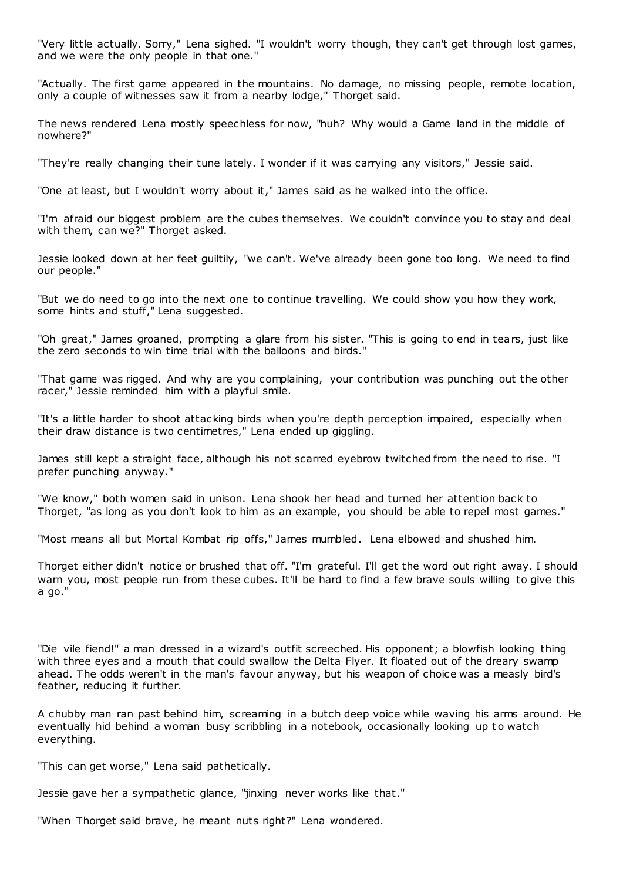"Very little actually. Sorry," Lena sighed. "I wouldn't worry though, they can't get through lost games, and we were the only people in that one."

"Actually. The first game appeared in the mountains. No damage, no missing people, remote location, only a couple of witnesses saw it from a nearby lodge," Thorget said.

The news rendered Lena mostly speechless for now, "huh? Why would a Game land in the middle of nowhere?"

"They're really changing their tune lately. I wonder if it was carrying any visitors," Jessie said.

"One at least, but I wouldn't worry about it," James said as he walked into the office.

"I'm afraid our biggest problem are the cubes themselves. We couldn't convince you to stay and deal with them, can we?" Thorget asked.

Jessie looked down at her feet guiltily, "we can't. We've already been gone too long. We need to find our people."

"But we do need to go into the next one to continue travelling. We could show you how they work, some hints and stuff," Lena suggested.

"Oh great," James groaned, prompting a glare from his sister. "This is going to end in tears, just like the zero seconds to win time trial with the balloons and birds."

"That game was rigged. And why are you complaining, your contribution was punching out the other racer," Jessie reminded him with a playful smile.

"It's a little harder to shoot attacking birds when you're depth perception impaired, especially when their draw distance is two centimetres," Lena ended up giggling.

James still kept a straight face, although his not scarred eyebrow twitched from the need to rise. "I prefer punching anyway."

"We know," both women said in unison. Lena shook her head and turned her attention back to Thorget, "as long as you don't look to him as an example, you should be able to repel most games."

"Most means all but Mortal Kombat rip offs," James mumbled. Lena elbowed and shushed him.

Thorget either didn't notice or brushed that off. "I'm grateful. I'll get the word out right away. I should warn you, most people run from these cubes. It'll be hard to find a few brave souls willing to give this a go."

"Die vile fiend!" a man dressed in a wizard's outfit screeched. His opponent; a blowfish looking thing with three eyes and a mouth that could swallow the Delta Flyer. It floated out of the dreary swamp ahead. The odds weren't in the man's favour anyway, but his weapon of choice was a measly bird's feather, reducing it further.

A chubby man ran past behind him, screaming in a butch deep voice while waving his arms around. He eventually hid behind a woman busy scribbling in a notebook, occasionally looking up to watch everything.

"This can get worse," Lena said pathetically.

Jessie gave her a sympathetic glance, "jinxing never works like that."

"When Thorget said brave, he meant nuts right?" Lena wondered.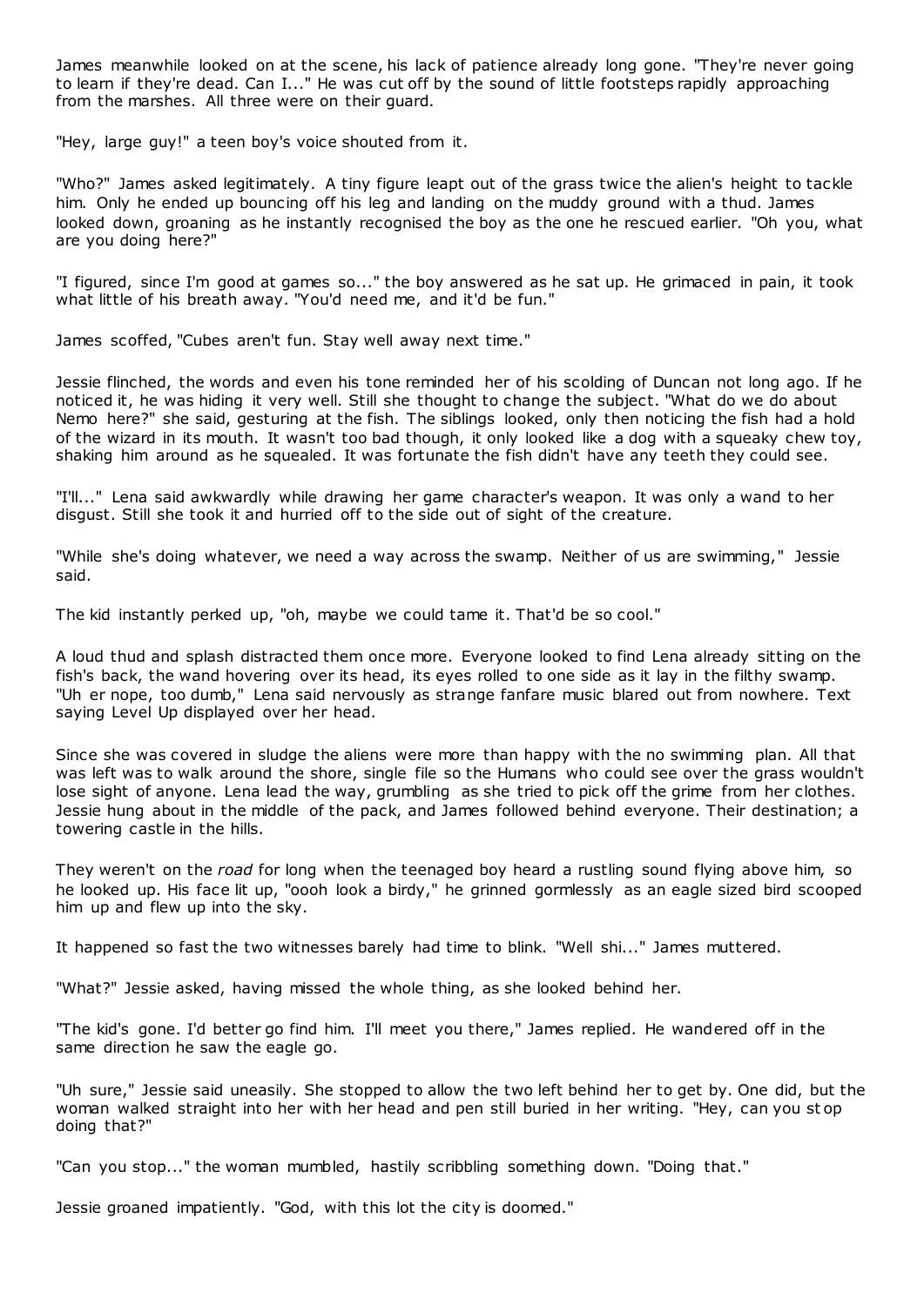James meanwhile looked on at the scene, his lack of patience already long gone. "They're never going to learn if they're dead. Can I..." He was cut off by the sound of little footsteps rapidly approaching from the marshes. All three were on their guard.

"Hey, large guy!" a teen boy's voice shouted from it.

"Who?" James asked legitimately. A tiny figure leapt out of the grass twice the alien's height to tackle him. Only he ended up bouncing off his leg and landing on the muddy ground with a thud. James looked down, groaning as he instantly recognised the boy as the one he rescued earlier. "Oh you, what are you doing here?"

"I figured, since I'm good at games so..." the boy answered as he sat up. He grimaced in pain, it took what little of his breath away. "You'd need me, and it'd be fun."

James scoffed, "Cubes aren't fun. Stay well away next time."

Jessie flinched, the words and even his tone reminded her of his scolding of Duncan not long ago. If he noticed it, he was hiding it very well. Still she thought to change the subject. "What do we do about Nemo here?" she said, gesturing at the fish. The siblings looked, only then noticing the fish had a hold of the wizard in its mouth. It wasn't too bad though, it only looked like a dog with a squeaky chew toy, shaking him around as he squealed. It was fortunate the fish didn't have any teeth they could see.

"I'll..." Lena said awkwardly while drawing her game character's weapon. It was only a wand to her disgust. Still she took it and hurried off to the side out of sight of the creature.

"While she's doing whatever, we need a way across the swamp. Neither of us are swimming," Jessie said.

The kid instantly perked up, "oh, maybe we could tame it. That'd be so cool."

A loud thud and splash distracted them once more. Everyone looked to find Lena already sitting on the fish's back, the wand hovering over its head, its eyes rolled to one side as it lay in the filthy swamp. "Uh er nope, too dumb," Lena said nervously as strange fanfare music blared out from nowhere. Text saying Level Up displayed over her head.

Since she was covered in sludge the aliens were more than happy with the no swimming plan. All that was left was to walk around the shore, single file so the Humans who could see over the grass wouldn't lose sight of anyone. Lena lead the way, grumbling as she tried to pick off the grime from her clothes. Jessie hung about in the middle of the pack, and James followed behind everyone. Their destination; a towering castle in the hills.

They weren't on the *road* for long when the teenaged boy heard a rustling sound flying above him, so he looked up. His face lit up, "oooh look a birdy," he grinned gormlessly as an eagle sized bird scooped him up and flew up into the sky.

It happened so fast the two witnesses barely had time to blink. "Well shi..." James muttered.

"What?" Jessie asked, having missed the whole thing, as she looked behind her.

"The kid's gone. I'd better go find him. I'll meet you there," James replied. He wandered off in the same direction he saw the eagle go.

"Uh sure," Jessie said uneasily. She stopped to allow the two left behind her to get by. One did, but the woman walked straight into her with her head and pen still buried in her writing. "Hey, can you stop doing that?"

"Can you stop..." the woman mumbled, hastily scribbling something down. "Doing that."

Jessie groaned impatiently. "God, with this lot the city is doomed."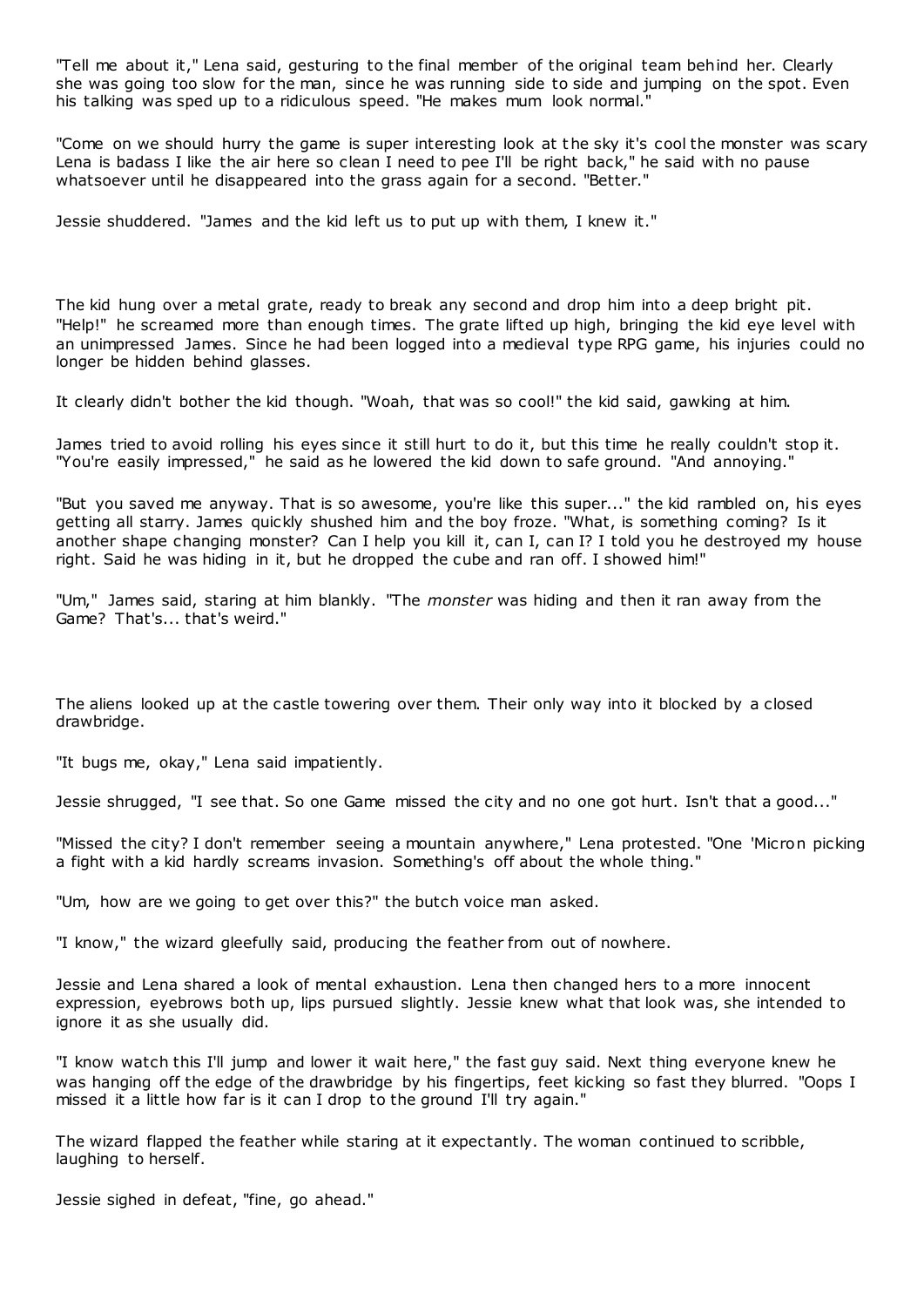"Tell me about it," Lena said, gesturing to the final member of the original team behind her. Clearly she was going too slow for the man, since he was running side to side and jumping on the spot. Even his talking was sped up to a ridiculous speed. "He makes mum look normal."

"Come on we should hurry the game is super interesting look at the sky it's cool the monster was scary Lena is badass I like the air here so clean I need to pee I'll be right back," he said with no pause whatsoever until he disappeared into the grass again for a second. "Better."

Jessie shuddered. "James and the kid left us to put up with them, I knew it."

The kid hung over a metal grate, ready to break any second and drop him into a deep bright pit. "Help!" he screamed more than enough times. The grate lifted up high, bringing the kid eye level with an unimpressed James. Since he had been logged into a medieval type RPG game, his injuries could no longer be hidden behind glasses.

It clearly didn't bother the kid though. "Woah, that was so cool!" the kid said, gawking at him.

James tried to avoid rolling his eyes since it still hurt to do it, but this time he really couldn't stop it. "You're easily impressed," he said as he lowered the kid down to safe ground. "And annoying."

"But you saved me anyway. That is so awesome, you're like this super..." the kid rambled on, his eyes getting all starry. James quickly shushed him and the boy froze. "What, is something coming? Is it another shape changing monster? Can I help you kill it, can I, can I? I told you he destroyed my house right. Said he was hiding in it, but he dropped the cube and ran off. I showed him!"

"Um," James said, staring at him blankly. "The *monster* was hiding and then it ran away from the Game? That's... that's weird."

The aliens looked up at the castle towering over them. Their only way into it blocked by a closed drawbridge.

"It bugs me, okay," Lena said impatiently.

Jessie shrugged, "I see that. So one Game missed the city and no one got hurt. Isn't that a good..."

"Missed the city? I don't remember seeing a mountain anywhere," Lena protested. "One 'Micron picking a fight with a kid hardly screams invasion. Something's off about the whole thing."

"Um, how are we going to get over this?" the butch voice man asked.

"I know," the wizard gleefully said, producing the feather from out of nowhere.

Jessie and Lena shared a look of mental exhaustion. Lena then changed hers to a more innocent expression, eyebrows both up, lips pursued slightly. Jessie knew what that look was, she intended to ignore it as she usually did.

"I know watch this I'll jump and lower it wait here," the fast guy said. Next thing everyone knew he was hanging off the edge of the drawbridge by his fingertips, feet kicking so fast they blurred. "Oops I missed it a little how far is it can I drop to the ground I'll try again."

The wizard flapped the feather while staring at it expectantly. The woman continued to scribble, laughing to herself.

Jessie sighed in defeat, "fine, go ahead."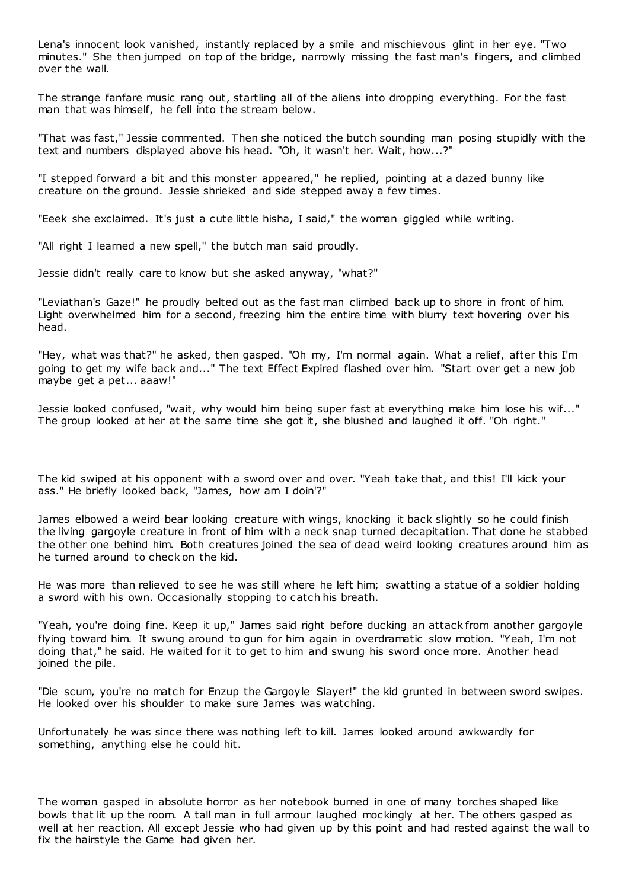Lena's innocent look vanished, instantly replaced by a smile and mischievous glint in her eye. "Two minutes." She then jumped on top of the bridge, narrowly missing the fast man's fingers, and climbed over the wall.

The strange fanfare music rang out, startling all of the aliens into dropping everything. For the fast man that was himself, he fell into the stream below.

"That was fast," Jessie commented. Then she noticed the butch sounding man posing stupidly with the text and numbers displayed above his head. "Oh, it wasn't her. Wait, how...?"

"I stepped forward a bit and this monster appeared," he replied, pointing at a dazed bunny like creature on the ground. Jessie shrieked and side stepped away a few times.

"Eeek she exclaimed. It's just a cute little hisha, I said," the woman giggled while writing.

"All right I learned a new spell," the butch man said proudly.

Jessie didn't really care to know but she asked anyway, "what?"

"Leviathan's Gaze!" he proudly belted out as the fast man climbed back up to shore in front of him. Light overwhelmed him for a second, freezing him the entire time with blurry text hovering over his head.

"Hey, what was that?" he asked, then gasped. "Oh my, I'm normal again. What a relief, after this I'm going to get my wife back and..." The text Effect Expired flashed over him. "Start over get a new job maybe get a pet... aaaw!"

Jessie looked confused, "wait, why would him being super fast at everything make him lose his wif..." The group looked at her at the same time she got it, she blushed and laughed it off. "Oh right."

The kid swiped at his opponent with a sword over and over. "Yeah take that, and this! I'll kick your ass." He briefly looked back, "James, how am I doin'?"

James elbowed a weird bear looking creature with wings, knocking it back slightly so he could finish the living gargoyle creature in front of him with a neck snap turned decapitation. That done he stabbed the other one behind him. Both creatures joined the sea of dead weird looking creatures around him as he turned around to check on the kid.

He was more than relieved to see he was still where he left him; swatting a statue of a soldier holding a sword with his own. Occasionally stopping to catch his breath.

"Yeah, you're doing fine. Keep it up," James said right before ducking an attack from another gargoyle flying toward him. It swung around to gun for him again in overdramatic slow motion. "Yeah, I'm not doing that," he said. He waited for it to get to him and swung his sword once more. Another head joined the pile.

"Die scum, you're no match for Enzup the Gargoyle Slayer!" the kid grunted in between sword swipes. He looked over his shoulder to make sure James was watching.

Unfortunately he was since there was nothing left to kill. James looked around awkwardly for something, anything else he could hit.

The woman gasped in absolute horror as her notebook burned in one of many torches shaped like bowls that lit up the room. A tall man in full armour laughed mockingly at her. The others gasped as well at her reaction. All except Jessie who had given up by this point and had rested against the wall to fix the hairstyle the Game had given her.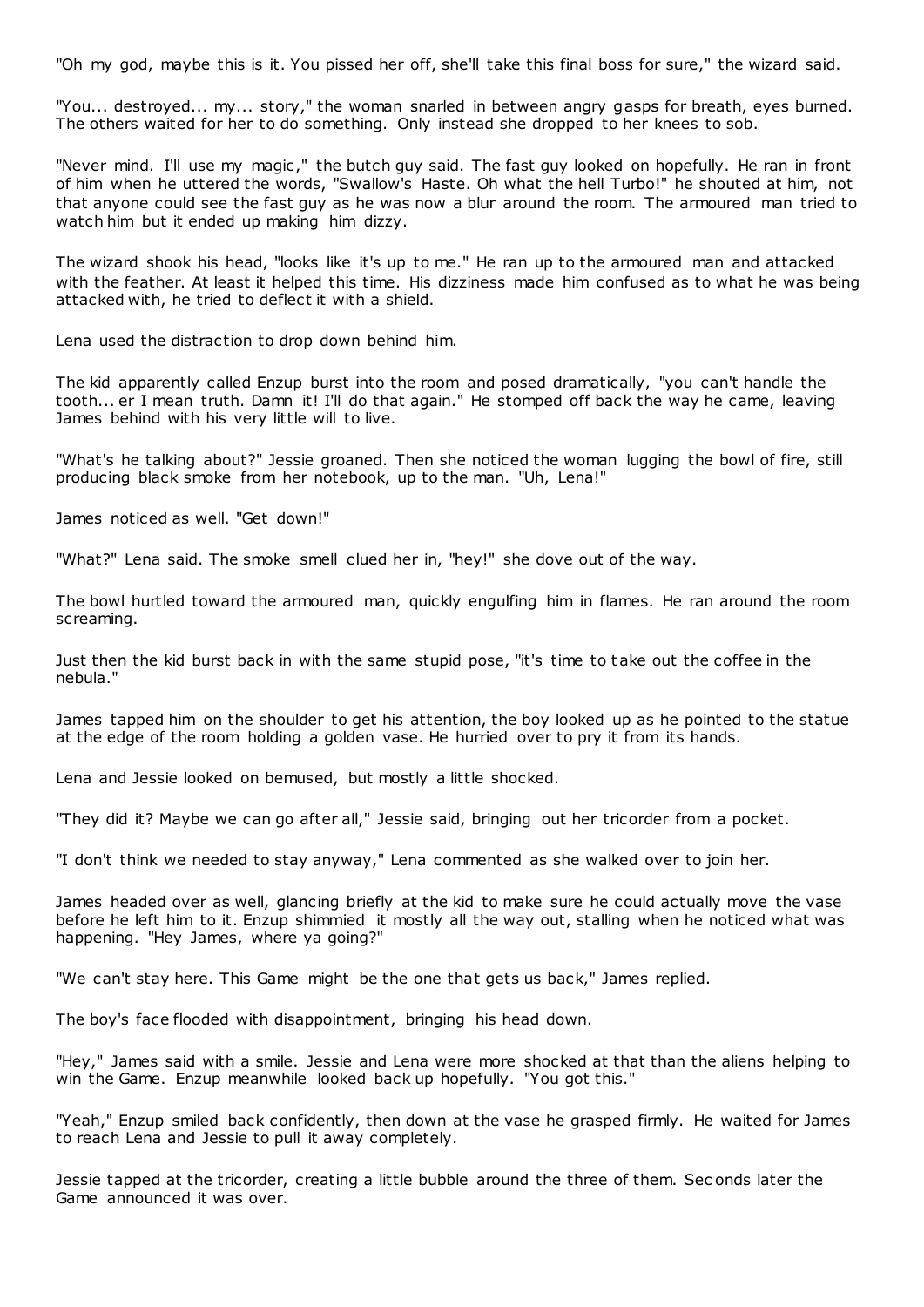"Oh my god, maybe this is it. You pissed her off, she'll take this final boss for sure," the wizard said.

"You... destroyed... my... story," the woman snarled in between angry gasps for breath, eyes burned. The others waited for her to do something. Only instead she dropped to her knees to sob.

"Never mind. I'll use my magic," the butch guy said. The fast guy looked on hopefully. He ran in front of him when he uttered the words, "Swallow's Haste. Oh what the hell Turbo!" he shouted at him, not that anyone could see the fast guy as he was now a blur around the room. The armoured man tried to watch him but it ended up making him dizzy.

The wizard shook his head, "looks like it's up to me." He ran up to the armoured man and attacked with the feather. At least it helped this time. His dizziness made him confused as to what he was being attacked with, he tried to deflect it with a shield.

Lena used the distraction to drop down behind him.

The kid apparently called Enzup burst into the room and posed dramatically, "you can't handle the tooth... er I mean truth. Damn it! I'll do that again." He stomped off back the way he came, leaving James behind with his very little will to live.

"What's he talking about?" Jessie groaned. Then she noticed the woman lugging the bowl of fire, still producing black smoke from her notebook, up to the man. "Uh, Lena!"

James noticed as well. "Get down!"

"What?" Lena said. The smoke smell clued her in, "hey!" she dove out of the way.

The bowl hurtled toward the armoured man, quickly engulfing him in flames. He ran around the room screaming.

Just then the kid burst back in with the same stupid pose, "it's time to take out the coffee in the nebula."

James tapped him on the shoulder to get his attention, the boy looked up as he pointed to the statue at the edge of the room holding a golden vase. He hurried over to pry it from its hands.

Lena and Jessie looked on bemused, but mostly a little shocked.

"They did it? Maybe we can go after all," Jessie said, bringing out her tricorder from a pocket.

"I don't think we needed to stay anyway," Lena commented as she walked over to join her.

James headed over as well, glancing briefly at the kid to make sure he could actually move the vase before he left him to it. Enzup shimmied it mostly all the way out, stalling when he noticed what was happening. "Hey James, where ya going?"

"We can't stay here. This Game might be the one that gets us back," James replied.

The boy's face flooded with disappointment, bringing his head down.

"Hey," James said with a smile. Jessie and Lena were more shocked at that than the aliens helping to win the Game. Enzup meanwhile looked back up hopefully. "You got this."

"Yeah," Enzup smiled back confidently, then down at the vase he grasped firmly. He waited for James to reach Lena and Jessie to pull it away completely.

Jessie tapped at the tricorder, creating a little bubble around the three of them. Seconds later the Game announced it was over.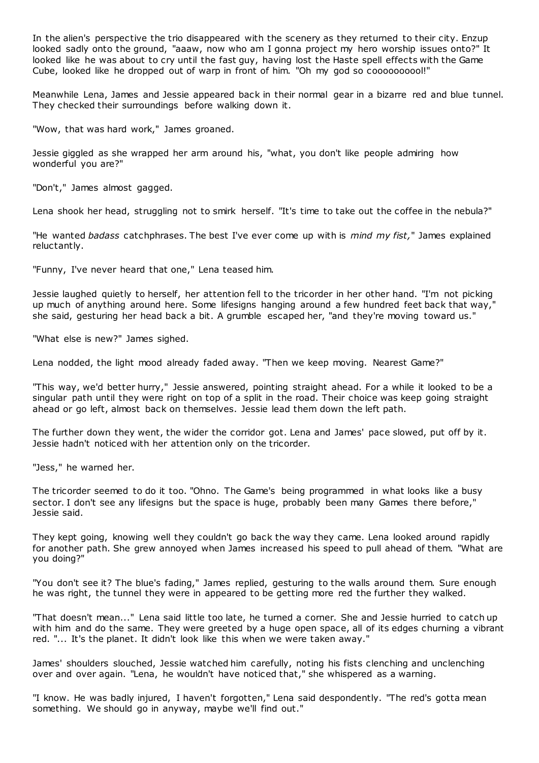In the alien's perspective the trio disappeared with the scenery as they returned to their city. Enzup looked sadly onto the ground, "aaaw, now who am I gonna project my hero worship issues onto?" It looked like he was about to cry until the fast guy, having lost the Haste spell effects with the Game Cube, looked like he dropped out of warp in front of him. "Oh my god so cooooooooool!"

Meanwhile Lena, James and Jessie appeared back in their normal gear in a bizarre red and blue tunnel. They checked their surroundings before walking down it.

"Wow, that was hard work," James groaned.

Jessie giggled as she wrapped her arm around his, "what, you don't like people admiring how wonderful you are?"

"Don't," James almost gagged.

Lena shook her head, struggling not to smirk herself. "It's time to take out the coffee in the nebula?"

"He wanted *badass* catchphrases. The best I've ever come up with is *mind my fist,*" James explained reluctantly.

"Funny, I've never heard that one," Lena teased him.

Jessie laughed quietly to herself, her attention fell to the tricorder in her other hand. "I'm not picking up much of anything around here. Some lifesigns hanging around a few hundred feet back that way," she said, gesturing her head back a bit. A grumble escaped her, "and they're moving toward us."

"What else is new?" James sighed.

Lena nodded, the light mood already faded away. "Then we keep moving. Nearest Game?"

"This way, we'd better hurry," Jessie answered, pointing straight ahead. For a while it looked to be a singular path until they were right on top of a split in the road. Their choice was keep going straight ahead or go left, almost back on themselves. Jessie lead them down the left path.

The further down they went, the wider the corridor got. Lena and James' pace slowed, put off by it. Jessie hadn't noticed with her attention only on the tricorder.

"Jess," he warned her.

The tricorder seemed to do it too. "Ohno. The Game's being programmed in what looks like a busy sector. I don't see any lifesigns but the space is huge, probably been many Games there before," Jessie said.

They kept going, knowing well they couldn't go back the way they came. Lena looked around rapidly for another path. She grew annoyed when James increased his speed to pull ahead of them. "What are you doing?"

"You don't see it? The blue's fading," James replied, gesturing to the walls around them. Sure enough he was right, the tunnel they were in appeared to be getting more red the further they walked.

"That doesn't mean..." Lena said little too late, he turned a corner. She and Jessie hurried to catch up with him and do the same. They were greeted by a huge open space, all of its edges churning a vibrant red. "... It's the planet. It didn't look like this when we were taken away."

James' shoulders slouched, Jessie watched him carefully, noting his fists clenching and unclenching over and over again. "Lena, he wouldn't have noticed that," she whispered as a warning.

"I know. He was badly injured, I haven't forgotten," Lena said despondently. "The red's gotta mean something. We should go in anyway, maybe we'll find out."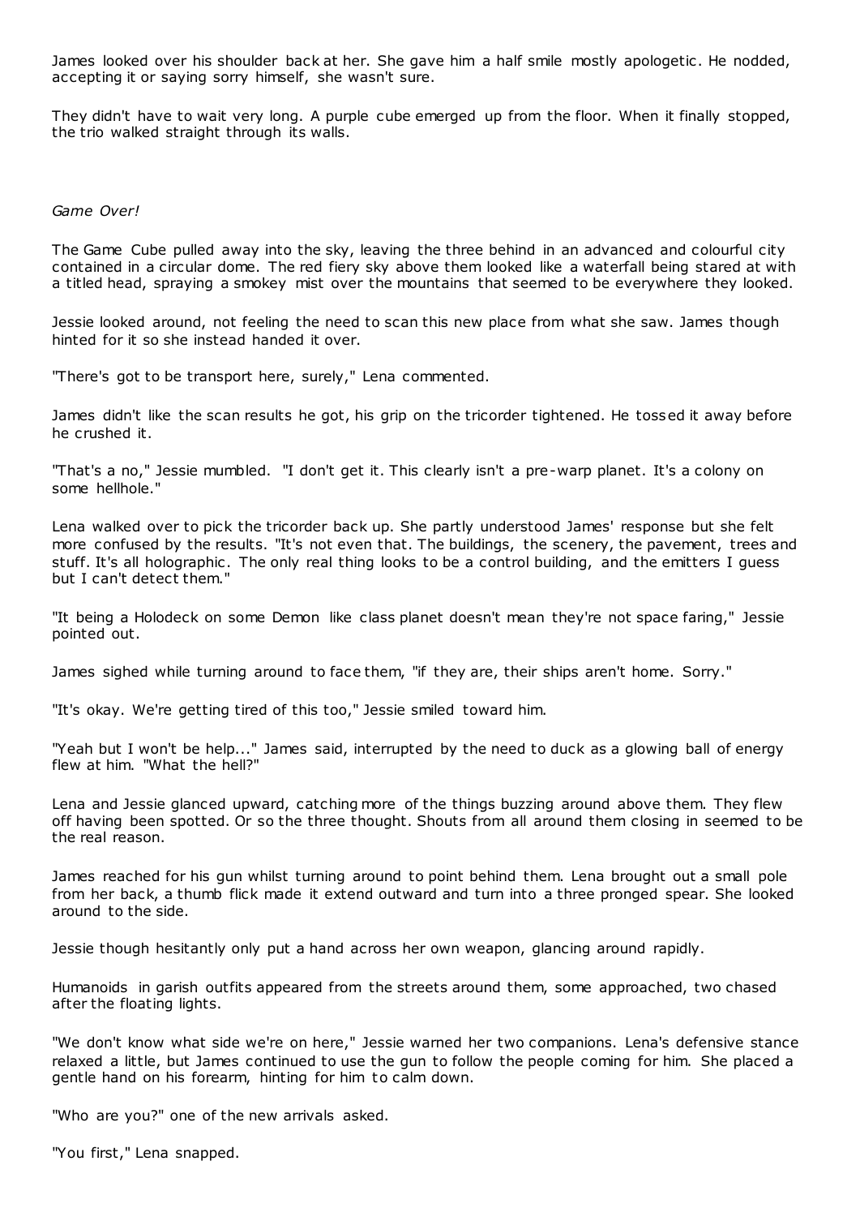James looked over his shoulder back at her. She gave him a half smile mostly apologetic. He nodded, accepting it or saying sorry himself, she wasn't sure.

They didn't have to wait very long. A purple cube emerged up from the floor. When it finally stopped, the trio walked straight through its walls.

*Game Over!*

The Game Cube pulled away into the sky, leaving the three behind in an advanced and colourful city contained in a circular dome. The red fiery sky above them looked like a waterfall being stared at with a titled head, spraying a smokey mist over the mountains that seemed to be everywhere they looked.

Jessie looked around, not feeling the need to scan this new place from what she saw. James though hinted for it so she instead handed it over.

"There's got to be transport here, surely," Lena commented.

James didn't like the scan results he got, his grip on the tricorder tightened. He tossed it away before he crushed it.

"That's a no," Jessie mumbled. "I don't get it. This clearly isn't a pre-warp planet. It's a colony on some hellhole."

Lena walked over to pick the tricorder back up. She partly understood James' response but she felt more confused by the results. "It's not even that. The buildings, the scenery, the pavement, trees and stuff. It's all holographic. The only real thing looks to be a control building, and the emitters I guess but I can't detect them."

"It being a Holodeck on some Demon like class planet doesn't mean they're not space faring," Jessie pointed out.

James sighed while turning around to face them, "if they are, their ships aren't home. Sorry."

"It's okay. We're getting tired of this too," Jessie smiled toward him.

"Yeah but I won't be help..." James said, interrupted by the need to duck as a glowing ball of energy flew at him. "What the hell?"

Lena and Jessie glanced upward, catching more of the things buzzing around above them. They flew off having been spotted. Or so the three thought. Shouts from all around them closing in seemed to be the real reason.

James reached for his gun whilst turning around to point behind them. Lena brought out a small pole from her back, a thumb flick made it extend outward and turn into a three pronged spear. She looked around to the side.

Jessie though hesitantly only put a hand across her own weapon, glancing around rapidly.

Humanoids in garish outfits appeared from the streets around them, some approached, two chased after the floating lights.

"We don't know what side we're on here," Jessie warned her two companions. Lena's defensive stance relaxed a little, but James continued to use the gun to follow the people coming for him. She placed a gentle hand on his forearm, hinting for him to calm down.

"Who are you?" one of the new arrivals asked.

"You first," Lena snapped.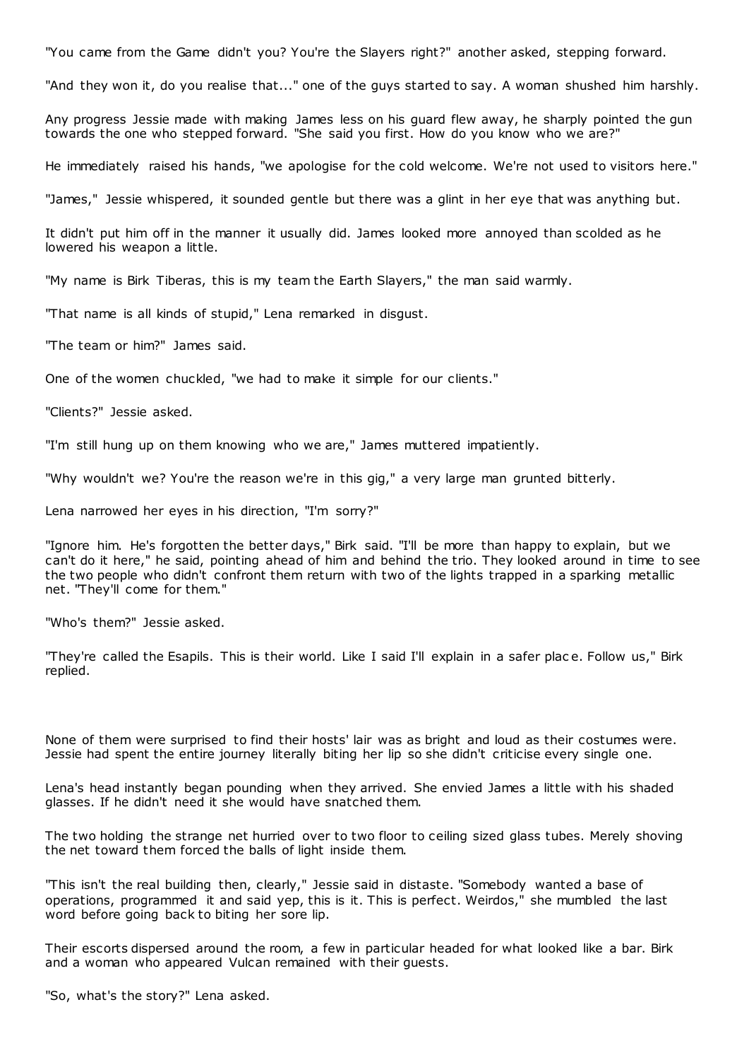"You came from the Game didn't you? You're the Slayers right?" another asked, stepping forward.

"And they won it, do you realise that..." one of the guys started to say. A woman shushed him harshly.

Any progress Jessie made with making James less on his guard flew away, he sharply pointed the gun towards the one who stepped forward. "She said you first. How do you know who we are?"

He immediately raised his hands, "we apologise for the cold welcome. We're not used to visitors here."

"James," Jessie whispered, it sounded gentle but there was a glint in her eye that was anything but.

It didn't put him off in the manner it usually did. James looked more annoyed than scolded as he lowered his weapon a little.

"My name is Birk Tiberas, this is my team the Earth Slayers," the man said warmly.

"That name is all kinds of stupid," Lena remarked in disgust.

"The team or him?" James said.

One of the women chuckled, "we had to make it simple for our clients."

"Clients?" Jessie asked.

"I'm still hung up on them knowing who we are," James muttered impatiently.

"Why wouldn't we? You're the reason we're in this gig," a very large man grunted bitterly.

Lena narrowed her eyes in his direction, "I'm sorry?"

"Ignore him. He's forgotten the better days," Birk said. "I'll be more than happy to explain, but we can't do it here," he said, pointing ahead of him and behind the trio. They looked around in time to see the two people who didn't confront them return with two of the lights trapped in a sparking metallic net. "They'll come for them."

"Who's them?" Jessie asked.

"They're called the Esapils. This is their world. Like I said I'll explain in a safer place. Follow us," Birk replied.

None of them were surprised to find their hosts' lair was as bright and loud as their costumes were. Jessie had spent the entire journey literally biting her lip so she didn't criticise every single one.

Lena's head instantly began pounding when they arrived. She envied James a little with his shaded glasses. If he didn't need it she would have snatched them.

The two holding the strange net hurried over to two floor to ceiling sized glass tubes. Merely shoving the net toward them forced the balls of light inside them.

"This isn't the real building then, clearly," Jessie said in distaste. "Somebody wanted a base of operations, programmed it and said yep, this is it. This is perfect. Weirdos," she mumbled the last word before going back to biting her sore lip.

Their escorts dispersed around the room, a few in particular headed for what looked like a bar. Birk and a woman who appeared Vulcan remained with their guests.

"So, what's the story?" Lena asked.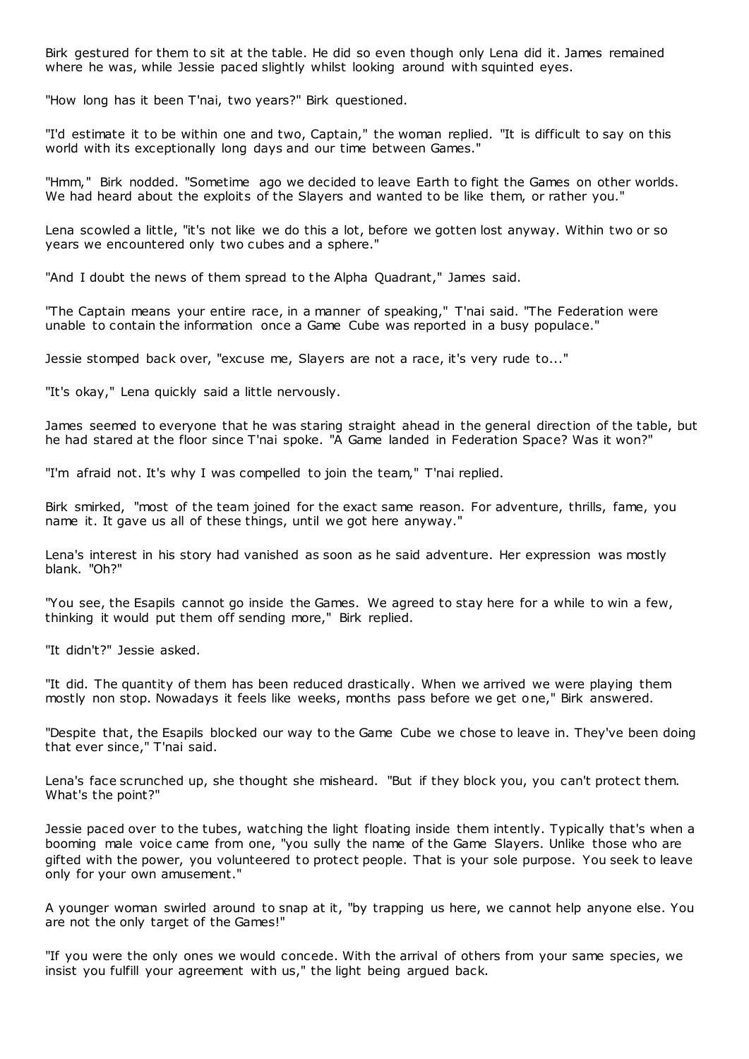Birk gestured for them to sit at the table. He did so even though only Lena did it. James remained where he was, while Jessie paced slightly whilst looking around with squinted eyes.

"How long has it been T'nai, two years?" Birk questioned.

"I'd estimate it to be within one and two, Captain," the woman replied. "It is difficult to say on this world with its exceptionally long days and our time between Games."

"Hmm," Birk nodded. "Sometime ago we decided to leave Earth to fight the Games on other worlds. We had heard about the exploits of the Slayers and wanted to be like them, or rather you."

Lena scowled a little, "it's not like we do this a lot, before we gotten lost anyway. Within two or so years we encountered only two cubes and a sphere."

"And I doubt the news of them spread to the Alpha Quadrant," James said.

"The Captain means your entire race, in a manner of speaking," T'nai said. "The Federation were unable to contain the information once a Game Cube was reported in a busy populace."

Jessie stomped back over, "excuse me, Slayers are not a race, it's very rude to..."

"It's okay," Lena quickly said a little nervously.

James seemed to everyone that he was staring straight ahead in the general direction of the table, but he had stared at the floor since T'nai spoke. "A Game landed in Federation Space? Was it won?"

"I'm afraid not. It's why I was compelled to join the team," T'nai replied.

Birk smirked, "most of the team joined for the exact same reason. For adventure, thrills, fame, you name it. It gave us all of these things, until we got here anyway."

Lena's interest in his story had vanished as soon as he said adventure. Her expression was mostly blank. "Oh?"

"You see, the Esapils cannot go inside the Games. We agreed to stay here for a while to win a few, thinking it would put them off sending more," Birk replied.

"It didn't?" Jessie asked.

"It did. The quantity of them has been reduced drastically. When we arrived we were playing them mostly non stop. Nowadays it feels like weeks, months pass before we get one," Birk answered.

"Despite that, the Esapils blocked our way to the Game Cube we chose to leave in. They've been doing that ever since," T'nai said.

Lena's face scrunched up, she thought she misheard. "But if they block you, you can't protect them. What's the point?"

Jessie paced over to the tubes, watching the light floating inside them intently. Typically that's when a booming male voice came from one, "you sully the name of the Game Slayers. Unlike those who are gifted with the power, you volunteered to protect people. That is your sole purpose. You seek to leave only for your own amusement."

A younger woman swirled around to snap at it, "by trapping us here, we cannot help anyone else. You are not the only target of the Games!"

"If you were the only ones we would concede. With the arrival of others from your same species, we insist you fulfill your agreement with us," the light being argued back.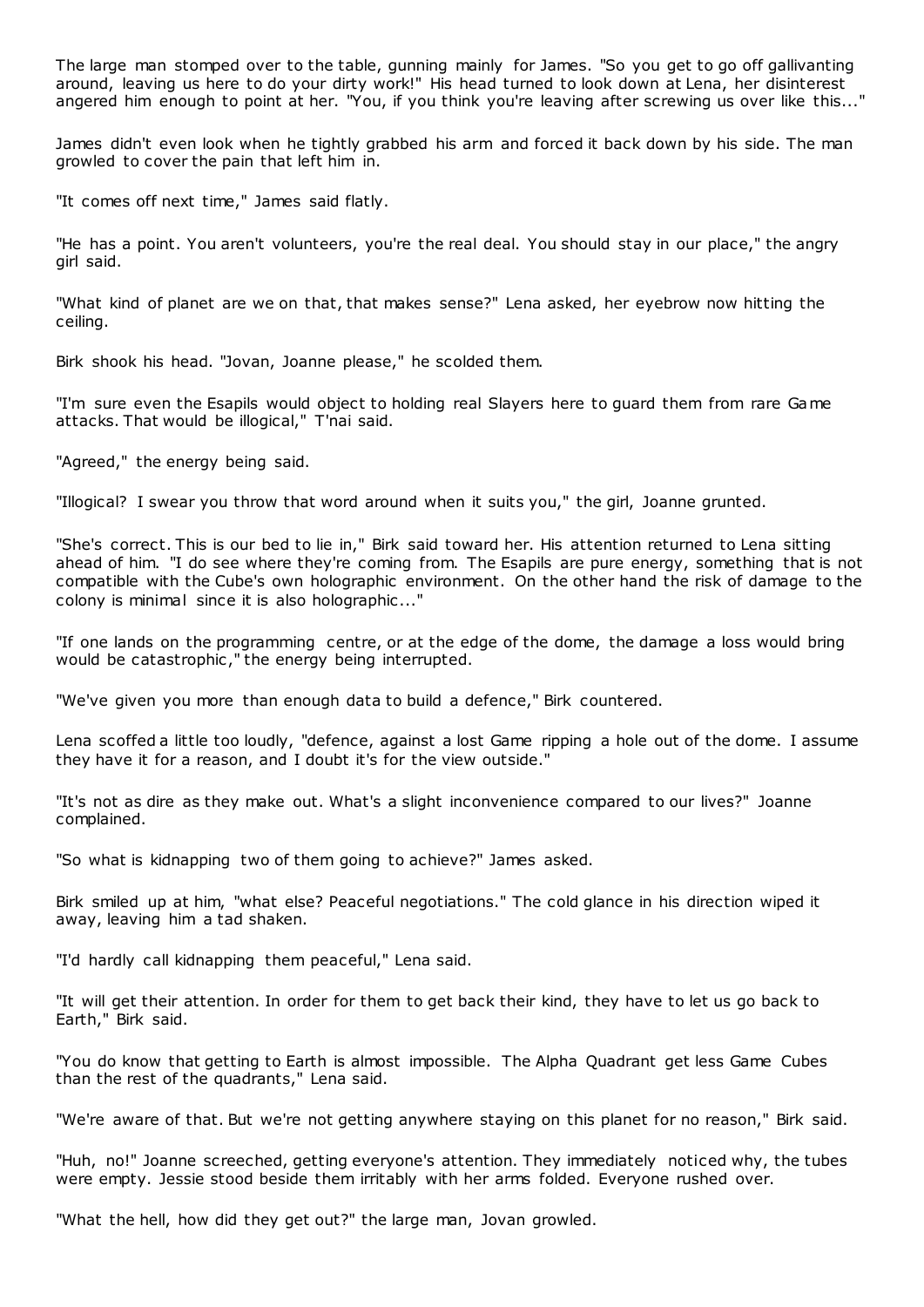The large man stomped over to the table, gunning mainly for James. "So you get to go off gallivanting around, leaving us here to do your dirty work!" His head turned to look down at Lena, her disinterest angered him enough to point at her. "You, if you think you're leaving after screwing us over like this..."

James didn't even look when he tightly grabbed his arm and forced it back down by his side. The man growled to cover the pain that left him in.

"It comes off next time," James said flatly.

"He has a point. You aren't volunteers, you're the real deal. You should stay in our place," the angry girl said.

"What kind of planet are we on that, that makes sense?" Lena asked, her eyebrow now hitting the ceiling.

Birk shook his head. "Jovan, Joanne please," he scolded them.

"I'm sure even the Esapils would object to holding real Slayers here to guard them from rare Game attacks. That would be illogical," T'nai said.

"Agreed," the energy being said.

"Illogical? I swear you throw that word around when it suits you," the girl, Joanne grunted.

"She's correct. This is our bed to lie in," Birk said toward her. His attention returned to Lena sitting ahead of him. "I do see where they're coming from. The Esapils are pure energy, something that is not compatible with the Cube's own holographic environment. On the other hand the risk of damage to the colony is minimal since it is also holographic..."

"If one lands on the programming centre, or at the edge of the dome, the damage a loss would bring would be catastrophic," the energy being interrupted.

"We've given you more than enough data to build a defence," Birk countered.

Lena scoffed a little too loudly, "defence, against a lost Game ripping a hole out of the dome. I assume they have it for a reason, and I doubt it's for the view outside."

"It's not as dire as they make out. What's a slight inconvenience compared to our lives?" Joanne complained.

"So what is kidnapping two of them going to achieve?" James asked.

Birk smiled up at him, "what else? Peaceful negotiations." The cold glance in his direction wiped it away, leaving him a tad shaken.

"I'd hardly call kidnapping them peaceful," Lena said.

"It will get their attention. In order for them to get back their kind, they have to let us go back to Earth," Birk said.

"You do know that getting to Earth is almost impossible. The Alpha Quadrant get less Game Cubes than the rest of the quadrants," Lena said.

"We're aware of that. But we're not getting anywhere staying on this planet for no reason," Birk said.

"Huh, no!" Joanne screeched, getting everyone's attention. They immediately noticed why, the tubes were empty. Jessie stood beside them irritably with her arms folded. Everyone rushed over.

"What the hell, how did they get out?" the large man, Jovan growled.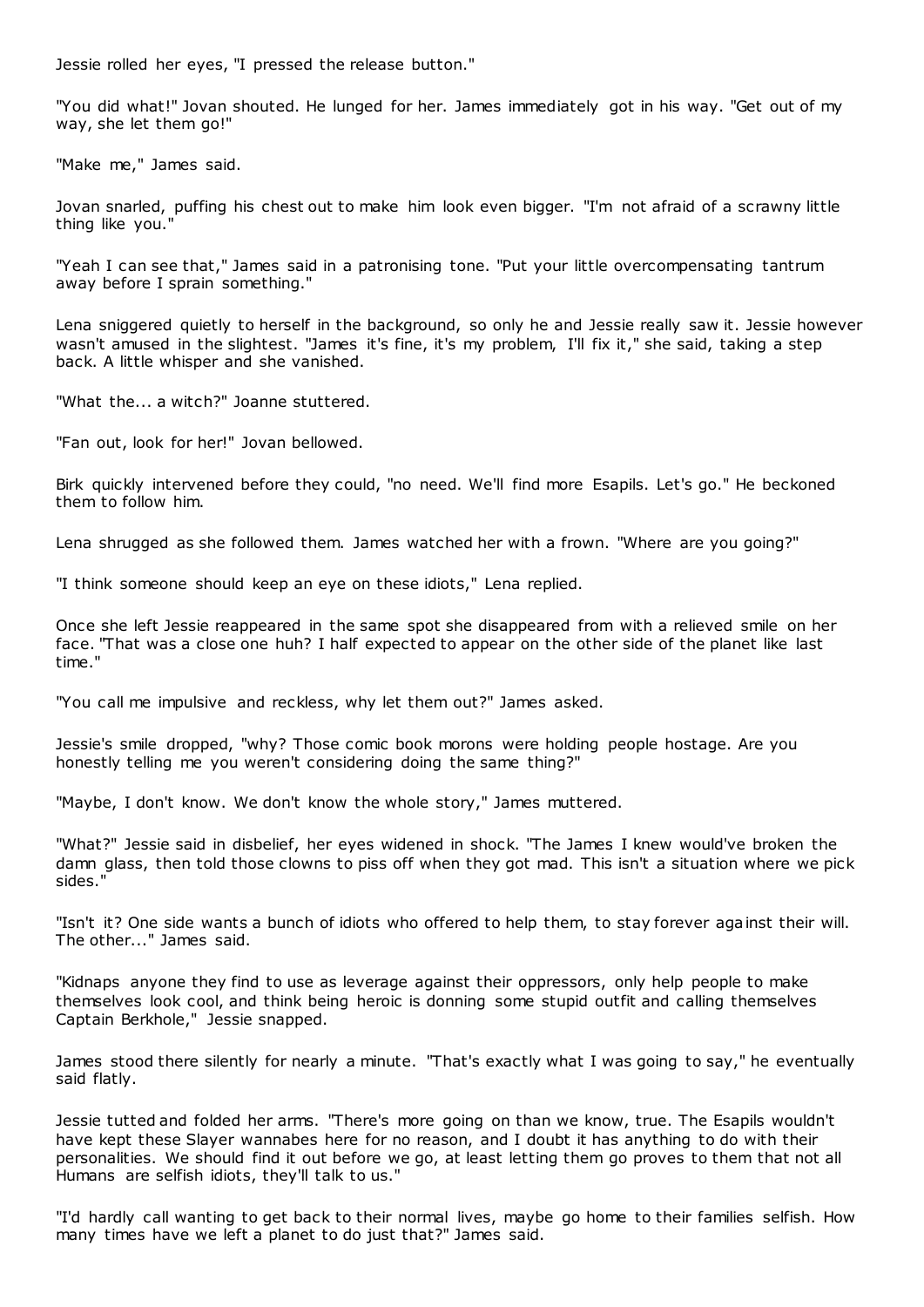Jessie rolled her eyes, "I pressed the release button."

"You did what!" Jovan shouted. He lunged for her. James immediately got in his way. "Get out of my way, she let them go!"

"Make me," James said.

Jovan snarled, puffing his chest out to make him look even bigger. "I'm not afraid of a scrawny little thing like you."

"Yeah I can see that," James said in a patronising tone. "Put your little overcompensating tantrum away before I sprain something."

Lena sniggered quietly to herself in the background, so only he and Jessie really saw it. Jessie however wasn't amused in the slightest. "James it's fine, it's my problem, I'll fix it," she said, taking a step back. A little whisper and she vanished.

"What the... a witch?" Joanne stuttered.

"Fan out, look for her!" Jovan bellowed.

Birk quickly intervened before they could, "no need. We'll find more Esapils. Let's go." He beckoned them to follow him.

Lena shrugged as she followed them. James watched her with a frown. "Where are you going?"

"I think someone should keep an eye on these idiots," Lena replied.

Once she left Jessie reappeared in the same spot she disappeared from with a relieved smile on her face. "That was a close one huh? I half expected to appear on the other side of the planet like last time."

"You call me impulsive and reckless, why let them out?" James asked.

Jessie's smile dropped, "why? Those comic book morons were holding people hostage. Are you honestly telling me you weren't considering doing the same thing?"

"Maybe, I don't know. We don't know the whole story," James muttered.

"What?" Jessie said in disbelief, her eyes widened in shock. "The James I knew would've broken the damn glass, then told those clowns to piss off when they got mad. This isn't a situation where we pick sides."

"Isn't it? One side wants a bunch of idiots who offered to help them, to stay forever against their will. The other..." James said.

"Kidnaps anyone they find to use as leverage against their oppressors, only help people to make themselves look cool, and think being heroic is donning some stupid outfit and calling themselves Captain Berkhole," Jessie snapped.

James stood there silently for nearly a minute. "That's exactly what I was going to say," he eventually said flatly.

Jessie tutted and folded her arms. "There's more going on than we know, true. The Esapils wouldn't have kept these Slayer wannabes here for no reason, and I doubt it has anything to do with their personalities. We should find it out before we go, at least letting them go proves to them that not all Humans are selfish idiots, they'll talk to us."

"I'd hardly call wanting to get back to their normal lives, maybe go home to their families selfish. How many times have we left a planet to do just that?" James said.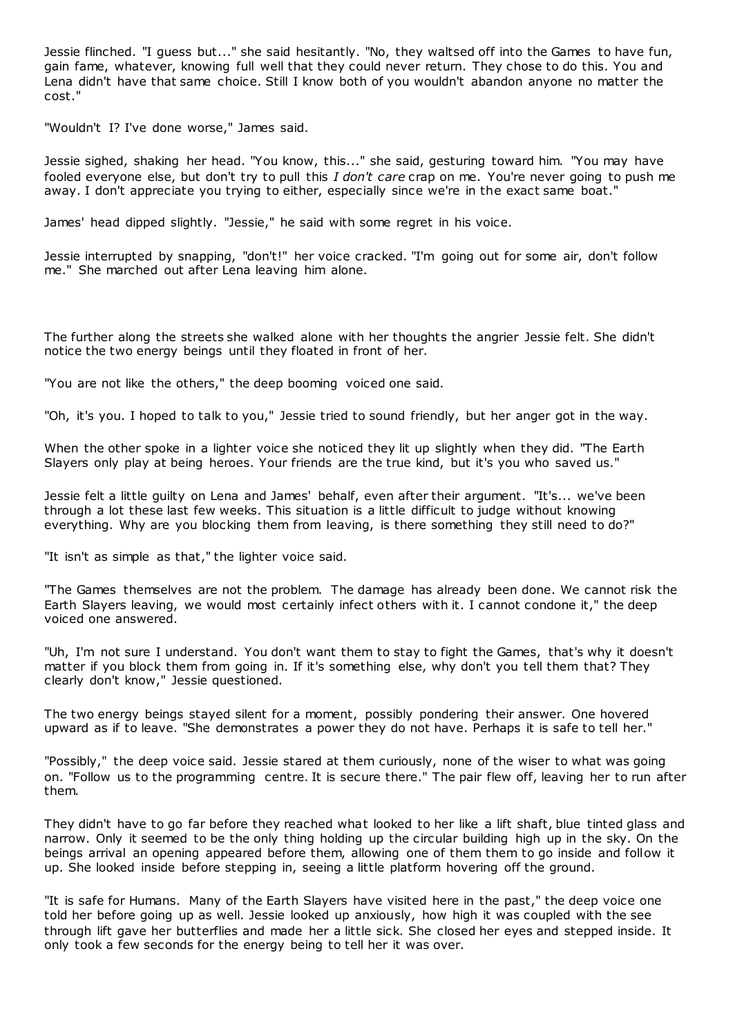Jessie flinched. "I guess but..." she said hesitantly. "No, they waltsed off into the Games to have fun, gain fame, whatever, knowing full well that they could never return. They chose to do this. You and Lena didn't have that same choice. Still I know both of you wouldn't abandon anyone no matter the cost."

"Wouldn't I? I've done worse," James said.

Jessie sighed, shaking her head. "You know, this..." she said, gesturing toward him. "You may have fooled everyone else, but don't try to pull this *I don't care* crap on me. You're never going to push me away. I don't appreciate you trying to either, especially since we're in the exact same boat."

James' head dipped slightly. "Jessie," he said with some regret in his voice.

Jessie interrupted by snapping, "don't!" her voice cracked. "I'm going out for some air, don't follow me." She marched out after Lena leaving him alone.

The further along the streets she walked alone with her thoughts the angrier Jessie felt. She didn't notice the two energy beings until they floated in front of her.

"You are not like the others," the deep booming voiced one said.

"Oh, it's you. I hoped to talk to you," Jessie tried to sound friendly, but her anger got in the way.

When the other spoke in a lighter voice she noticed they lit up slightly when they did. "The Earth Slayers only play at being heroes. Your friends are the true kind, but it's you who saved us."

Jessie felt a little guilty on Lena and James' behalf, even after their argument. "It's... we've been through a lot these last few weeks. This situation is a little difficult to judge without knowing everything. Why are you blocking them from leaving, is there something they still need to do?"

"It isn't as simple as that," the lighter voice said.

"The Games themselves are not the problem. The damage has already been done. We cannot risk the Earth Slayers leaving, we would most certainly infect others with it. I cannot condone it," the deep voiced one answered.

"Uh, I'm not sure I understand. You don't want them to stay to fight the Games, that's why it doesn't matter if you block them from going in. If it's something else, why don't you tell them that? They clearly don't know," Jessie questioned.

The two energy beings stayed silent for a moment, possibly pondering their answer. One hovered upward as if to leave. "She demonstrates a power they do not have. Perhaps it is safe to tell her."

"Possibly," the deep voice said. Jessie stared at them curiously, none of the wiser to what was going on. "Follow us to the programming centre. It is secure there." The pair flew off, leaving her to run after them.

They didn't have to go far before they reached what looked to her like a lift shaft, blue tinted glass and narrow. Only it seemed to be the only thing holding up the circular building high up in the sky. On the beings arrival an opening appeared before them, allowing one of them them to go inside and follow it up. She looked inside before stepping in, seeing a little platform hovering off the ground.

"It is safe for Humans. Many of the Earth Slayers have visited here in the past," the deep voice one told her before going up as well. Jessie looked up anxiously, how high it was coupled with the see through lift gave her butterflies and made her a little sick. She closed her eyes and stepped inside. It only took a few seconds for the energy being to tell her it was over.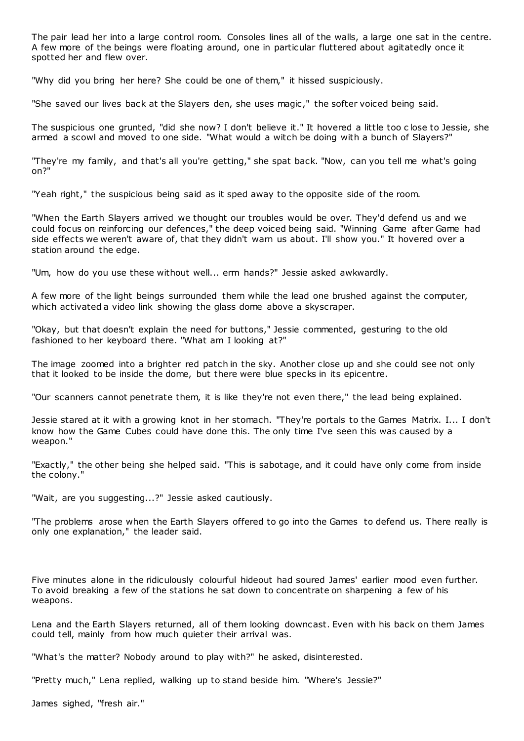The pair lead her into a large control room. Consoles lines all of the walls, a large one sat in the centre. A few more of the beings were floating around, one in particular fluttered about agitatedly once it spotted her and flew over.

"Why did you bring her here? She could be one of them," it hissed suspiciously.

"She saved our lives back at the Slayers den, she uses magic," the softer voiced being said.

The suspicious one grunted, "did she now? I don't believe it." It hovered a little too close to Jessie, she armed a scowl and moved to one side. "What would a witch be doing with a bunch of Slayers?"

"They're my family, and that's all you're getting," she spat back. "Now, can you tell me what's going on?"

"Yeah right," the suspicious being said as it sped away to the opposite side of the room.

"When the Earth Slayers arrived we thought our troubles would be over. They'd defend us and we could focus on reinforcing our defences," the deep voiced being said. "Winning Game after Game had side effects we weren't aware of, that they didn't warn us about. I'll show you." It hovered over a station around the edge.

"Um, how do you use these without well... erm hands?" Jessie asked awkwardly.

A few more of the light beings surrounded them while the lead one brushed against the computer, which activated a video link showing the glass dome above a skyscraper.

"Okay, but that doesn't explain the need for buttons," Jessie commented, gesturing to the old fashioned to her keyboard there. "What am I looking at?"

The image zoomed into a brighter red patch in the sky. Another close up and she could see not only that it looked to be inside the dome, but there were blue specks in its epicentre.

"Our scanners cannot penetrate them, it is like they're not even there," the lead being explained.

Jessie stared at it with a growing knot in her stomach. "They're portals to the Games Matrix. I... I don't know how the Game Cubes could have done this. The only time I've seen this was caused by a weapon."

"Exactly," the other being she helped said. "This is sabotage, and it could have only come from inside the colony."

"Wait, are you suggesting...?" Jessie asked cautiously.

"The problems arose when the Earth Slayers offered to go into the Games to defend us. There really is only one explanation," the leader said.

Five minutes alone in the ridiculously colourful hideout had soured James' earlier mood even further. To avoid breaking a few of the stations he sat down to concentrate on sharpening a few of his weapons.

Lena and the Earth Slayers returned, all of them looking downcast. Even with his back on them James could tell, mainly from how much quieter their arrival was.

"What's the matter? Nobody around to play with?" he asked, disinterested.

"Pretty much," Lena replied, walking up to stand beside him. "Where's Jessie?"

James sighed, "fresh air."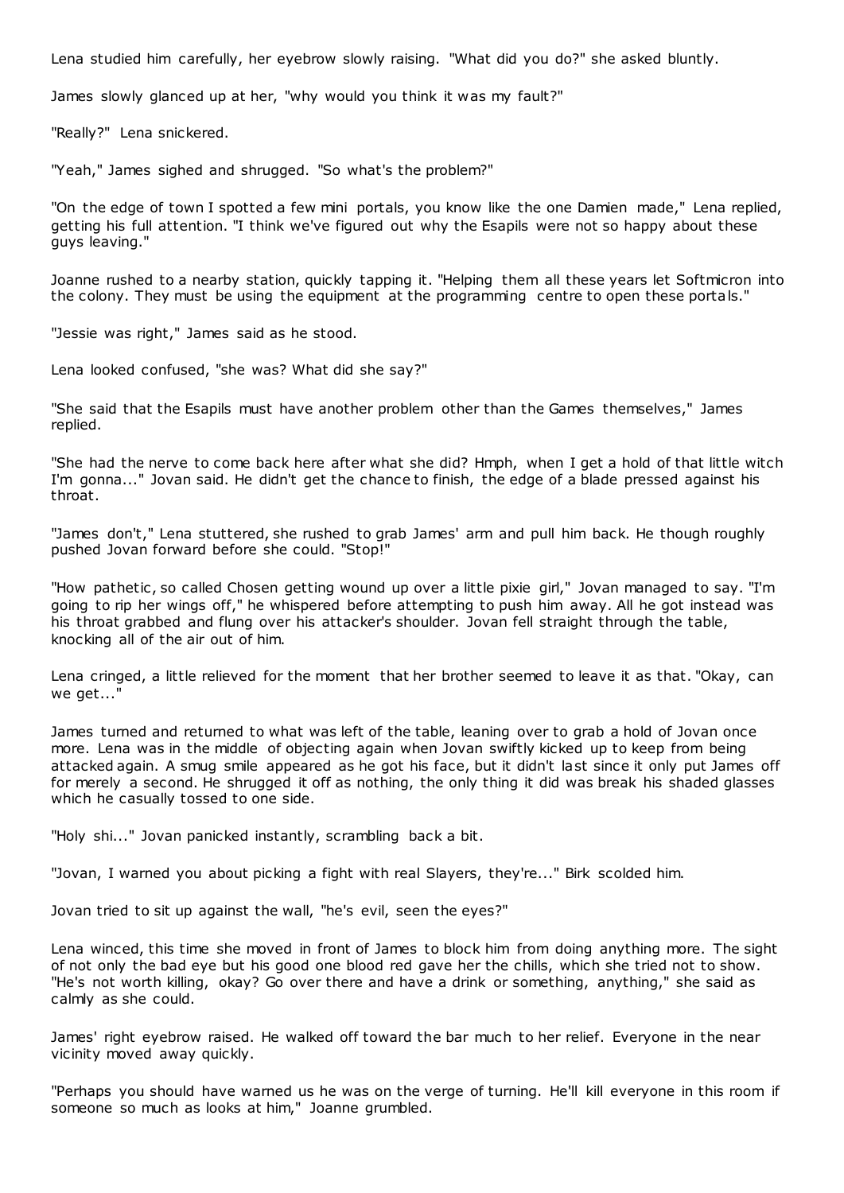Lena studied him carefully, her eyebrow slowly raising. "What did you do?" she asked bluntly.

James slowly glanced up at her, "why would you think it was my fault?"

"Really?" Lena snickered.

"Yeah," James sighed and shrugged. "So what's the problem?"

"On the edge of town I spotted a few mini portals, you know like the one Damien made," Lena replied, getting his full attention. "I think we've figured out why the Esapils were not so happy about these guys leaving."

Joanne rushed to a nearby station, quickly tapping it. "Helping them all these years let Softmicron into the colony. They must be using the equipment at the programming centre to open these portals."

"Jessie was right," James said as he stood.

Lena looked confused, "she was? What did she say?"

"She said that the Esapils must have another problem other than the Games themselves," James replied.

"She had the nerve to come back here after what she did? Hmph, when I get a hold of that little witch I'm gonna..." Jovan said. He didn't get the chance to finish, the edge of a blade pressed against his throat.

"James don't," Lena stuttered, she rushed to grab James' arm and pull him back. He though roughly pushed Jovan forward before she could. "Stop!"

"How pathetic, so called Chosen getting wound up over a little pixie girl," Jovan managed to say. "I'm going to rip her wings off," he whispered before attempting to push him away. All he got instead was his throat grabbed and flung over his attacker's shoulder. Jovan fell straight through the table, knocking all of the air out of him.

Lena cringed, a little relieved for the moment that her brother seemed to leave it as that. "Okay, can we get..."

James turned and returned to what was left of the table, leaning over to grab a hold of Jovan once more. Lena was in the middle of objecting again when Jovan swiftly kicked up to keep from being attacked again. A smug smile appeared as he got his face, but it didn't last since it only put James off for merely a second. He shrugged it off as nothing, the only thing it did was break his shaded glasses which he casually tossed to one side.

"Holy shi..." Jovan panicked instantly, scrambling back a bit.

"Jovan, I warned you about picking a fight with real Slayers, they're..." Birk scolded him.

Jovan tried to sit up against the wall, "he's evil, seen the eyes?"

Lena winced, this time she moved in front of James to block him from doing anything more. The sight of not only the bad eye but his good one blood red gave her the chills, which she tried not to show. "He's not worth killing, okay? Go over there and have a drink or something, anything," she said as calmly as she could.

James' right eyebrow raised. He walked off toward the bar much to her relief. Everyone in the near vicinity moved away quickly.

"Perhaps you should have warned us he was on the verge of turning. He'll kill everyone in this room if someone so much as looks at him," Joanne grumbled.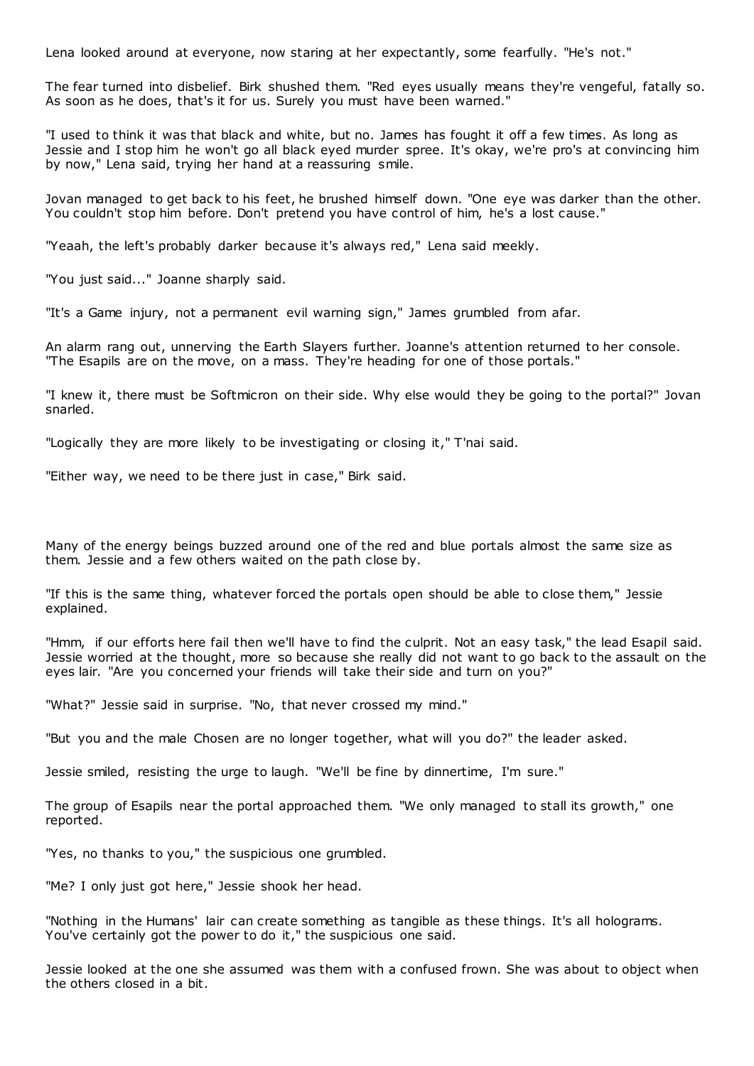Lena looked around at everyone, now staring at her expectantly, some fearfully. "He's not."

The fear turned into disbelief. Birk shushed them. "Red eyes usually means they're vengeful, fatally so. As soon as he does, that's it for us. Surely you must have been warned."

"I used to think it was that black and white, but no. James has fought it off a few times. As long as Jessie and I stop him he won't go all black eyed murder spree. It's okay, we're pro's at convincing him by now," Lena said, trying her hand at a reassuring smile.

Jovan managed to get back to his feet, he brushed himself down. "One eye was darker than the other. You couldn't stop him before. Don't pretend you have control of him, he's a lost cause."

"Yeaah, the left's probably darker because it's always red," Lena said meekly.

"You just said..." Joanne sharply said.

"It's a Game injury, not a permanent evil warning sign," James grumbled from afar.

An alarm rang out, unnerving the Earth Slayers further. Joanne's attention returned to her console. "The Esapils are on the move, on a mass. They're heading for one of those portals."

"I knew it, there must be Softmicron on their side. Why else would they be going to the portal?" Jovan snarled.

"Logically they are more likely to be investigating or closing it," T'nai said.

"Either way, we need to be there just in case," Birk said.

Many of the energy beings buzzed around one of the red and blue portals almost the same size as them. Jessie and a few others waited on the path close by.

"If this is the same thing, whatever forced the portals open should be able to close them," Jessie explained.

"Hmm, if our efforts here fail then we'll have to find the culprit. Not an easy task," the lead Esapil said. Jessie worried at the thought, more so because she really did not want to go back to the assault on the eyes lair. "Are you concerned your friends will take their side and turn on you?"

"What?" Jessie said in surprise. "No, that never crossed my mind."

"But you and the male Chosen are no longer together, what will you do?" the leader asked.

Jessie smiled, resisting the urge to laugh. "We'll be fine by dinnertime, I'm sure."

The group of Esapils near the portal approached them. "We only managed to stall its growth," one reported.

"Yes, no thanks to you," the suspicious one grumbled.

"Me? I only just got here," Jessie shook her head.

"Nothing in the Humans' lair can create something as tangible as these things. It's all holograms. You've certainly got the power to do it," the suspicious one said.

Jessie looked at the one she assumed was them with a confused frown. She was about to object when the others closed in a bit.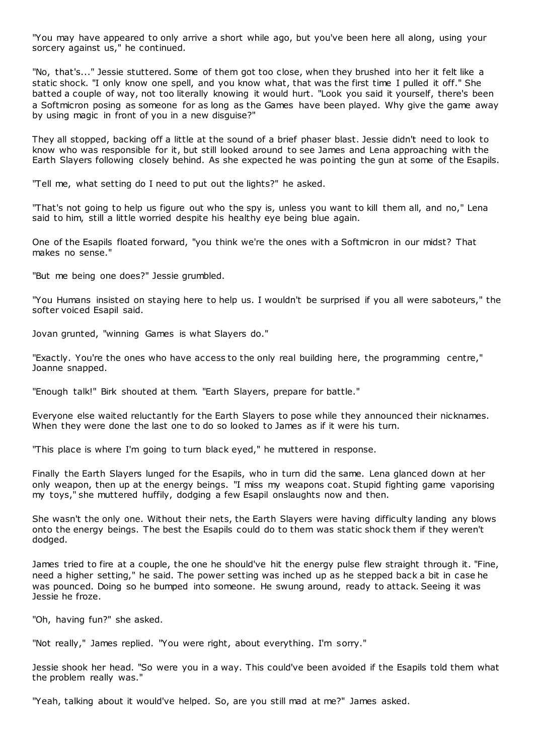"You may have appeared to only arrive a short while ago, but you've been here all along, using your sorcery against us," he continued.

"No, that's..." Jessie stuttered. Some of them got too close, when they brushed into her it felt like a static shock. "I only know one spell, and you know what, that was the first time I pulled it off." She batted a couple of way, not too literally knowing it would hurt. "Look you said it yourself, there's been a Softmicron posing as someone for as long as the Games have been played. Why give the game away by using magic in front of you in a new disguise?"

They all stopped, backing off a little at the sound of a brief phaser blast. Jessie didn't need to look to know who was responsible for it, but still looked around to see James and Lena approaching with the Earth Slayers following closely behind. As she expected he was pointing the gun at some of the Esapils.

"Tell me, what setting do I need to put out the lights?" he asked.

"That's not going to help us figure out who the spy is, unless you want to kill them all, and no," Lena said to him, still a little worried despite his healthy eye being blue again.

One of the Esapils floated forward, "you think we're the ones with a Softmicron in our midst? That makes no sense."

"But me being one does?" Jessie grumbled.

"You Humans insisted on staying here to help us. I wouldn't be surprised if you all were saboteurs," the softer voiced Esapil said.

Jovan grunted, "winning Games is what Slayers do."

"Exactly. You're the ones who have access to the only real building here, the programming centre," Joanne snapped.

"Enough talk!" Birk shouted at them. "Earth Slayers, prepare for battle."

Everyone else waited reluctantly for the Earth Slayers to pose while they announced their nicknames. When they were done the last one to do so looked to James as if it were his turn.

"This place is where I'm going to turn black eyed," he muttered in response.

Finally the Earth Slayers lunged for the Esapils, who in turn did the same. Lena glanced down at her only weapon, then up at the energy beings. "I miss my weapons coat. Stupid fighting game vaporising my toys," she muttered huffily, dodging a few Esapil onslaughts now and then.

She wasn't the only one. Without their nets, the Earth Slayers were having difficulty landing any blows onto the energy beings. The best the Esapils could do to them was static shock them if they weren't dodged.

James tried to fire at a couple, the one he should've hit the energy pulse flew straight through it. "Fine, need a higher setting," he said. The power setting was inched up as he stepped back a bit in case he was pounced. Doing so he bumped into someone. He swung around, ready to attack. Seeing it was Jessie he froze.

"Oh, having fun?" she asked.

"Not really," James replied. "You were right, about everything. I'm sorry."

Jessie shook her head. "So were you in a way. This could've been avoided if the Esapils told them what the problem really was."

"Yeah, talking about it would've helped. So, are you still mad at me?" James asked.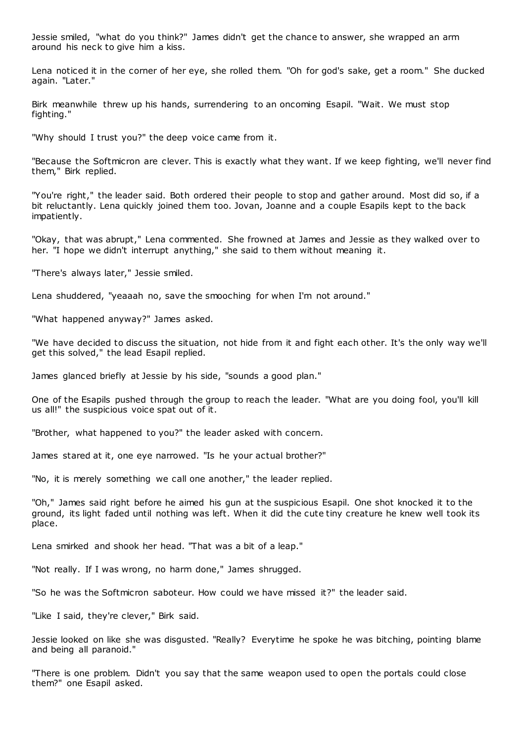Jessie smiled, "what do you think?" James didn't get the chance to answer, she wrapped an arm around his neck to give him a kiss.

Lena noticed it in the corner of her eye, she rolled them. "Oh for god's sake, get a room." She ducked again. "Later."

Birk meanwhile threw up his hands, surrendering to an oncoming Esapil. "Wait. We must stop fighting."

"Why should I trust you?" the deep voice came from it.

"Because the Softmicron are clever. This is exactly what they want. If we keep fighting, we'll never find them," Birk replied.

"You're right," the leader said. Both ordered their people to stop and gather around. Most did so, if a bit reluctantly. Lena quickly joined them too. Jovan, Joanne and a couple Esapils kept to the back impatiently.

"Okay, that was abrupt," Lena commented. She frowned at James and Jessie as they walked over to her. "I hope we didn't interrupt anything," she said to them without meaning it.

"There's always later," Jessie smiled.

Lena shuddered, "yeaaah no, save the smooching for when I'm not around."

"What happened anyway?" James asked.

"We have decided to discuss the situation, not hide from it and fight each other. It's the only way we'll get this solved," the lead Esapil replied.

James glanced briefly at Jessie by his side, "sounds a good plan."

One of the Esapils pushed through the group to reach the leader. "What are you doing fool, you'll kill us all!" the suspicious voice spat out of it.

"Brother, what happened to you?" the leader asked with concern.

James stared at it, one eye narrowed. "Is he your actual brother?"

"No, it is merely something we call one another," the leader replied.

"Oh," James said right before he aimed his gun at the suspicious Esapil. One shot knocked it to the ground, its light faded until nothing was left. When it did the cute tiny creature he knew well took its place.

Lena smirked and shook her head. "That was a bit of a leap."

"Not really. If I was wrong, no harm done," James shrugged.

"So he was the Softmicron saboteur. How could we have missed it?" the leader said.

"Like I said, they're clever," Birk said.

Jessie looked on like she was disgusted. "Really? Everytime he spoke he was bitching, pointing blame and being all paranoid."

"There is one problem. Didn't you say that the same weapon used to open the portals could close them?" one Esapil asked.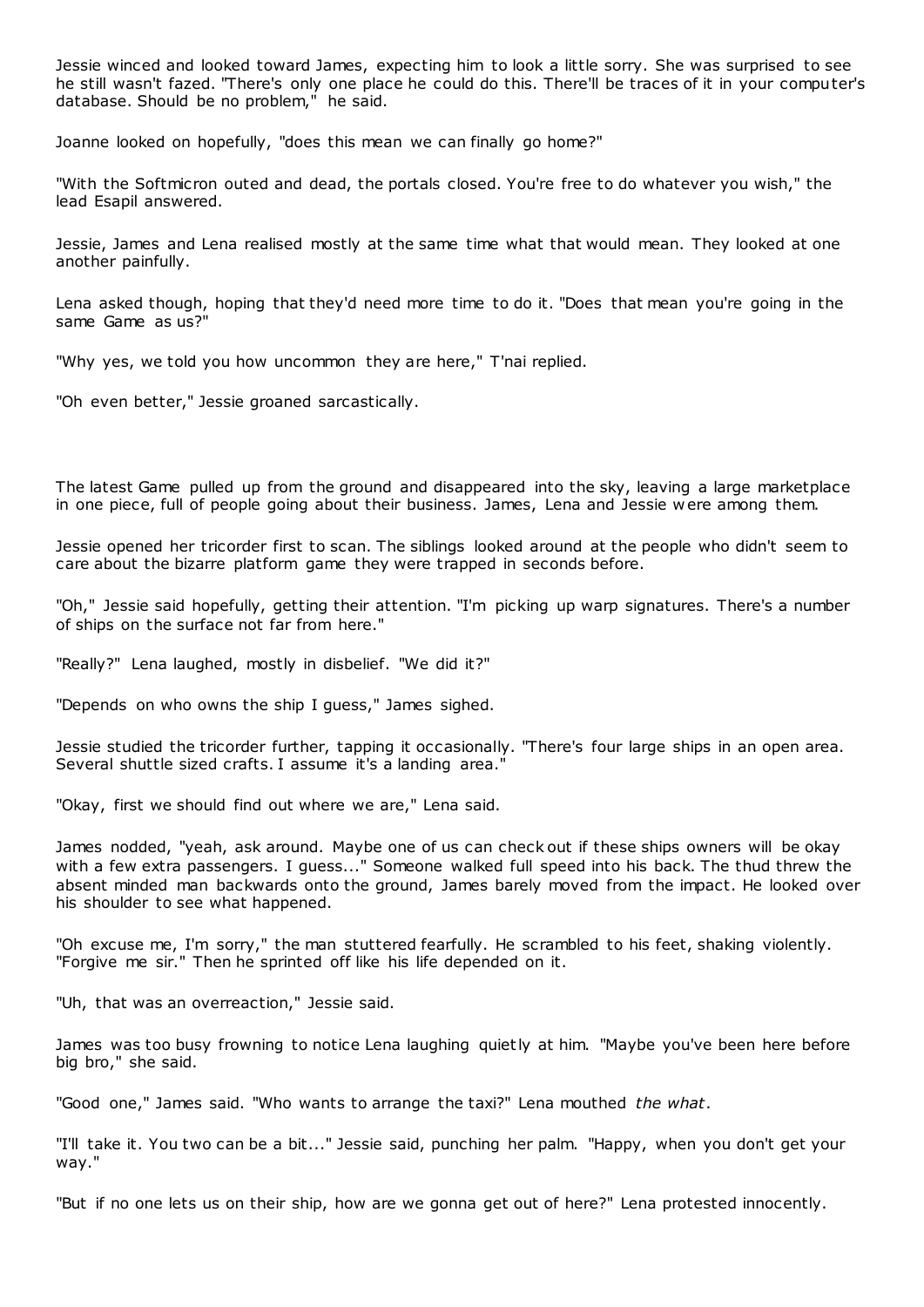Jessie winced and looked toward James, expecting him to look a little sorry. She was surprised to see he still wasn't fazed. "There's only one place he could do this. There'll be traces of it in your computer's database. Should be no problem," he said.

Joanne looked on hopefully, "does this mean we can finally go home?"

"With the Softmicron outed and dead, the portals closed. You're free to do whatever you wish," the lead Esapil answered.

Jessie, James and Lena realised mostly at the same time what that would mean. They looked at one another painfully.

Lena asked though, hoping that they'd need more time to do it. "Does that mean you're going in the same Game as us?"

"Why yes, we told you how uncommon they are here," T'nai replied.

"Oh even better," Jessie groaned sarcastically.

The latest Game pulled up from the ground and disappeared into the sky, leaving a large marketplace in one piece, full of people going about their business. James, Lena and Jessie were among them.

Jessie opened her tricorder first to scan. The siblings looked around at the people who didn't seem to care about the bizarre platform game they were trapped in seconds before.

"Oh," Jessie said hopefully, getting their attention. "I'm picking up warp signatures. There's a number of ships on the surface not far from here."

"Really?" Lena laughed, mostly in disbelief. "We did it?"

"Depends on who owns the ship I guess," James sighed.

Jessie studied the tricorder further, tapping it occasionally. "There's four large ships in an open area. Several shuttle sized crafts. I assume it's a landing area."

"Okay, first we should find out where we are," Lena said.

James nodded, "yeah, ask around. Maybe one of us can check out if these ships owners will be okay with a few extra passengers. I guess..." Someone walked full speed into his back. The thud threw the absent minded man backwards onto the ground, James barely moved from the impact. He looked over his shoulder to see what happened.

"Oh excuse me, I'm sorry," the man stuttered fearfully. He scrambled to his feet, shaking violently. "Forgive me sir." Then he sprinted off like his life depended on it.

"Uh, that was an overreaction," Jessie said.

James was too busy frowning to notice Lena laughing quietly at him. "Maybe you've been here before big bro," she said.

"Good one," James said. "Who wants to arrange the taxi?" Lena mouthed *the what*.

"I'll take it. You two can be a bit..." Jessie said, punching her palm. "Happy, when you don't get your way."

"But if no one lets us on their ship, how are we gonna get out of here?" Lena protested innocently.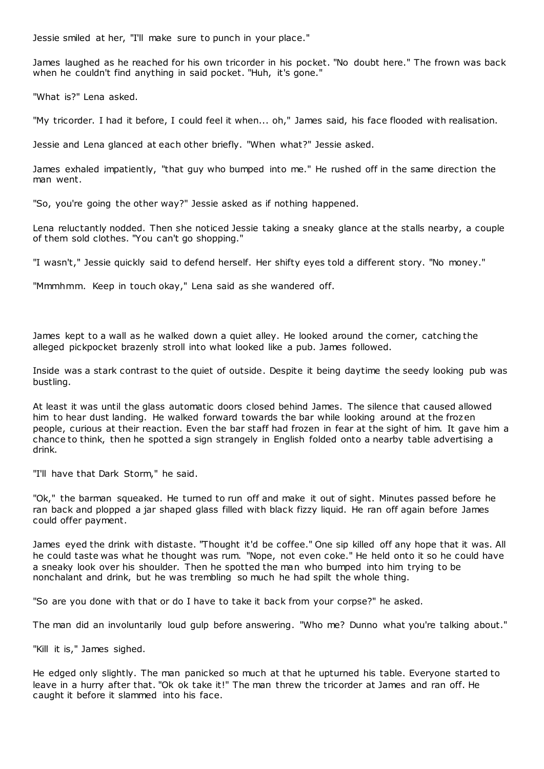Jessie smiled at her, "I'll make sure to punch in your place."

James laughed as he reached for his own tricorder in his pocket. "No doubt here." The frown was back when he couldn't find anything in said pocket. "Huh, it's gone."

"What is?" Lena asked.

"My tricorder. I had it before, I could feel it when... oh," James said, his face flooded with realisation.

Jessie and Lena glanced at each other briefly. "When what?" Jessie asked.

James exhaled impatiently, "that guy who bumped into me." He rushed off in the same direction the man went.

"So, you're going the other way?" Jessie asked as if nothing happened.

Lena reluctantly nodded. Then she noticed Jessie taking a sneaky glance at the stalls nearby, a couple of them sold clothes. "You can't go shopping."

"I wasn't," Jessie quickly said to defend herself. Her shifty eyes told a different story. "No money."

"Mmmhmm. Keep in touch okay," Lena said as she wandered off.

James kept to a wall as he walked down a quiet alley. He looked around the corner, catching the alleged pickpocket brazenly stroll into what looked like a pub. James followed.

Inside was a stark contrast to the quiet of outside. Despite it being daytime the seedy looking pub was bustling.

At least it was until the glass automatic doors closed behind James. The silence that caused allowed him to hear dust landing. He walked forward towards the bar while looking around at the frozen people, curious at their reaction. Even the bar staff had frozen in fear at the sight of him. It gave him a chance to think, then he spotted a sign strangely in English folded onto a nearby table advertising a drink.

"I'll have that Dark Storm," he said.

"Ok," the barman squeaked. He turned to run off and make it out of sight. Minutes passed before he ran back and plopped a jar shaped glass filled with black fizzy liquid. He ran off again before James could offer payment.

James eyed the drink with distaste. "Thought it'd be coffee." One sip killed off any hope that it was. All he could taste was what he thought was rum. "Nope, not even coke." He held onto it so he could have a sneaky look over his shoulder. Then he spotted the man who bumped into him trying to be nonchalant and drink, but he was trembling so much he had spilt the whole thing.

"So are you done with that or do I have to take it back from your corpse?" he asked.

The man did an involuntarily loud gulp before answering. "Who me? Dunno what you're talking about."

"Kill it is," James sighed.

He edged only slightly. The man panicked so much at that he upturned his table. Everyone started to leave in a hurry after that. "Ok ok take it!" The man threw the tricorder at James and ran off. He caught it before it slammed into his face.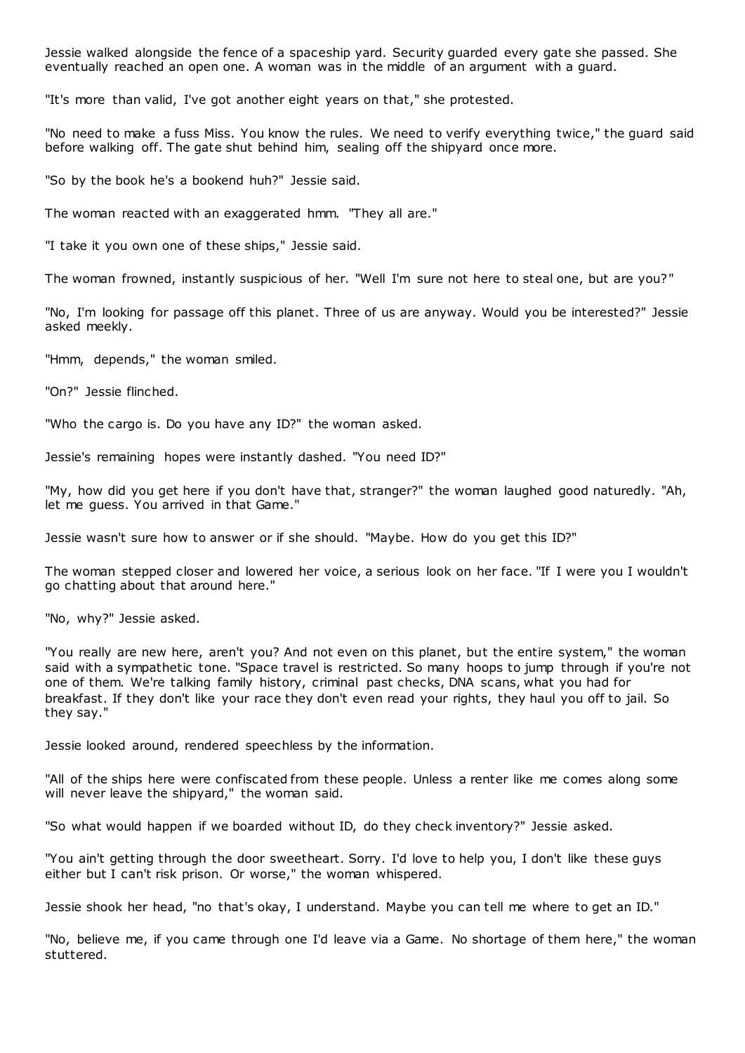Jessie walked alongside the fence of a spaceship yard. Security guarded every gate she passed. She eventually reached an open one. A woman was in the middle of an argument with a guard.

"It's more than valid, I've got another eight years on that," she protested.

"No need to make a fuss Miss. You know the rules. We need to verify everything twice," the guard said before walking off. The gate shut behind him, sealing off the shipyard once more.

"So by the book he's a bookend huh?" Jessie said.

The woman reacted with an exaggerated hmm. "They all are."

"I take it you own one of these ships," Jessie said.

The woman frowned, instantly suspicious of her. "Well I'm sure not here to steal one, but are you?"

"No, I'm looking for passage off this planet. Three of us are anyway. Would you be interested?" Jessie asked meekly.

"Hmm, depends," the woman smiled.

"On?" Jessie flinched.

"Who the cargo is. Do you have any ID?" the woman asked.

Jessie's remaining hopes were instantly dashed. "You need ID?"

"My, how did you get here if you don't have that, stranger?" the woman laughed good naturedly. "Ah, let me guess. You arrived in that Game."

Jessie wasn't sure how to answer or if she should. "Maybe. How do you get this ID?"

The woman stepped closer and lowered her voice, a serious look on her face. "If I were you I wouldn't go chatting about that around here."

"No, why?" Jessie asked.

"You really are new here, aren't you? And not even on this planet, but the entire system," the woman said with a sympathetic tone. "Space travel is restricted. So many hoops to jump through if you're not one of them. We're talking family history, criminal past checks, DNA scans, what you had for breakfast. If they don't like your race they don't even read your rights, they haul you off to jail. So they say."

Jessie looked around, rendered speechless by the information.

"All of the ships here were confiscated from these people. Unless a renter like me comes along some will never leave the shipyard," the woman said.

"So what would happen if we boarded without ID, do they check inventory?" Jessie asked.

"You ain't getting through the door sweetheart. Sorry. I'd love to help you, I don't like these guys either but I can't risk prison. Or worse," the woman whispered.

Jessie shook her head, "no that's okay, I understand. Maybe you can tell me where to get an ID."

"No, believe me, if you came through one I'd leave via a Game. No shortage of them here," the woman stuttered.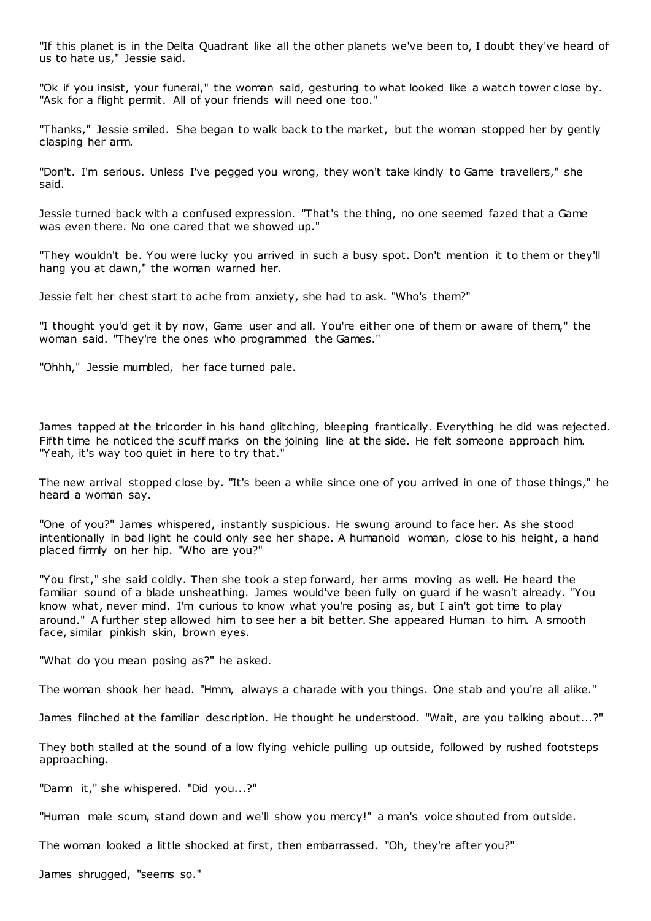"If this planet is in the Delta Quadrant like all the other planets we've been to, I doubt they've heard of us to hate us," Jessie said.

"Ok if you insist, your funeral," the woman said, gesturing to what looked like a watch tower close by. "Ask for a flight permit. All of your friends will need one too."

"Thanks," Jessie smiled. She began to walk back to the market, but the woman stopped her by gently clasping her arm.

"Don't. I'm serious. Unless I've pegged you wrong, they won't take kindly to Game travellers," she said.

Jessie turned back with a confused expression. "That's the thing, no one seemed fazed that a Game was even there. No one cared that we showed up."

"They wouldn't be. You were lucky you arrived in such a busy spot. Don't mention it to them or they'll hang you at dawn," the woman warned her.

Jessie felt her chest start to ache from anxiety, she had to ask. "Who's them?"

"I thought you'd get it by now, Game user and all. You're either one of them or aware of them," the woman said. "They're the ones who programmed the Games."

"Ohhh," Jessie mumbled, her face turned pale.

James tapped at the tricorder in his hand glitching, bleeping frantically. Everything he did was rejected. Fifth time he noticed the scuff marks on the joining line at the side. He felt someone approach him. "Yeah, it's way too quiet in here to try that."

The new arrival stopped close by. "It's been a while since one of you arrived in one of those things," he heard a woman say.

"One of you?" James whispered, instantly suspicious. He swung around to face her. As she stood intentionally in bad light he could only see her shape. A humanoid woman, close to his height, a hand placed firmly on her hip. "Who are you?"

"You first," she said coldly. Then she took a step forward, her arms moving as well. He heard the familiar sound of a blade unsheathing. James would've been fully on guard if he wasn't already. "You know what, never mind. I'm curious to know what you're posing as, but I ain't got time to play around." A further step allowed him to see her a bit better. She appeared Human to him. A smooth face, similar pinkish skin, brown eyes.

"What do you mean posing as?" he asked.

The woman shook her head. "Hmm, always a charade with you things. One stab and you're all alike."

James flinched at the familiar description. He thought he understood. "Wait, are you talking about...?"

They both stalled at the sound of a low flying vehicle pulling up outside, followed by rushed footsteps approaching.

"Damn it," she whispered. "Did you...?"

"Human male scum, stand down and we'll show you mercy!" a man's voice shouted from outside.

The woman looked a little shocked at first, then embarrassed. "Oh, they're after you?"

James shrugged, "seems so."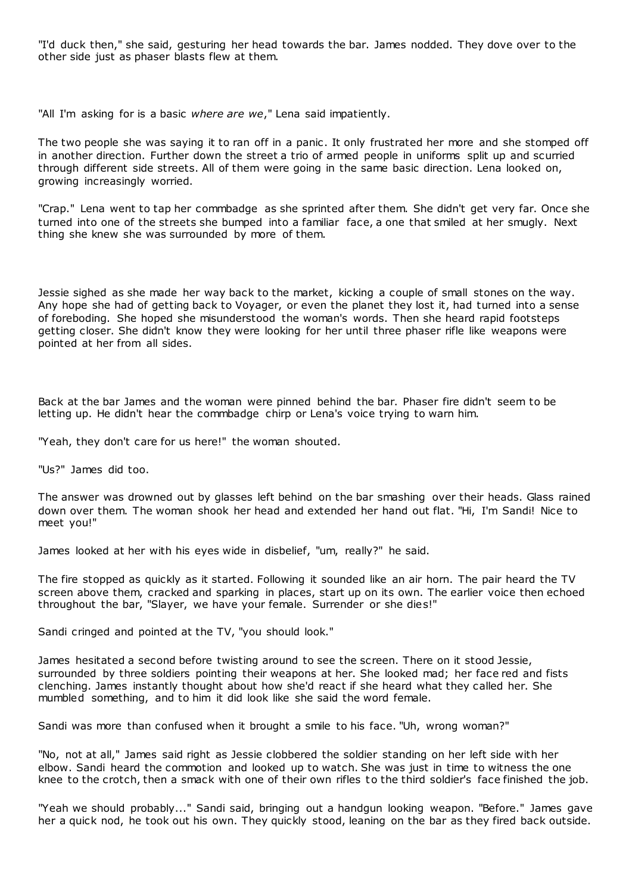"I'd duck then," she said, gesturing her head towards the bar. James nodded. They dove over to the other side just as phaser blasts flew at them.

"All I'm asking for is a basic *where are we*," Lena said impatiently.

The two people she was saying it to ran off in a panic. It only frustrated her more and she stomped off in another direction. Further down the street a trio of armed people in uniforms split up and scurried through different side streets. All of them were going in the same basic direction. Lena looked on, growing increasingly worried.

"Crap." Lena went to tap her commbadge as she sprinted after them. She didn't get very far. Once she turned into one of the streets she bumped into a familiar face, a one that smiled at her smugly. Next thing she knew she was surrounded by more of them.

Jessie sighed as she made her way back to the market, kicking a couple of small stones on the way. Any hope she had of getting back to Voyager, or even the planet they lost it, had turned into a sense of foreboding. She hoped she misunderstood the woman's words. Then she heard rapid footsteps getting closer. She didn't know they were looking for her until three phaser rifle like weapons were pointed at her from all sides.

Back at the bar James and the woman were pinned behind the bar. Phaser fire didn't seem to be letting up. He didn't hear the commbadge chirp or Lena's voice trying to warn him.

"Yeah, they don't care for us here!" the woman shouted.

"Us?" James did too.

The answer was drowned out by glasses left behind on the bar smashing over their heads. Glass rained down over them. The woman shook her head and extended her hand out flat. "Hi, I'm Sandi! Nice to meet you!"

James looked at her with his eyes wide in disbelief, "um, really?" he said.

The fire stopped as quickly as it started. Following it sounded like an air horn. The pair heard the TV screen above them, cracked and sparking in places, start up on its own. The earlier voice then echoed throughout the bar, "Slayer, we have your female. Surrender or she dies!"

Sandi cringed and pointed at the TV, "you should look."

James hesitated a second before twisting around to see the screen. There on it stood Jessie, surrounded by three soldiers pointing their weapons at her. She looked mad; her face red and fists clenching. James instantly thought about how she'd react if she heard what they called her. She mumbled something, and to him it did look like she said the word female.

Sandi was more than confused when it brought a smile to his face. "Uh, wrong woman?"

"No, not at all," James said right as Jessie clobbered the soldier standing on her left side with her elbow. Sandi heard the commotion and looked up to watch. She was just in time to witness the one knee to the crotch, then a smack with one of their own rifles to the third soldier's face finished the job.

"Yeah we should probably..." Sandi said, bringing out a handgun looking weapon. "Before." James gave her a quick nod, he took out his own. They quickly stood, leaning on the bar as they fired back outside.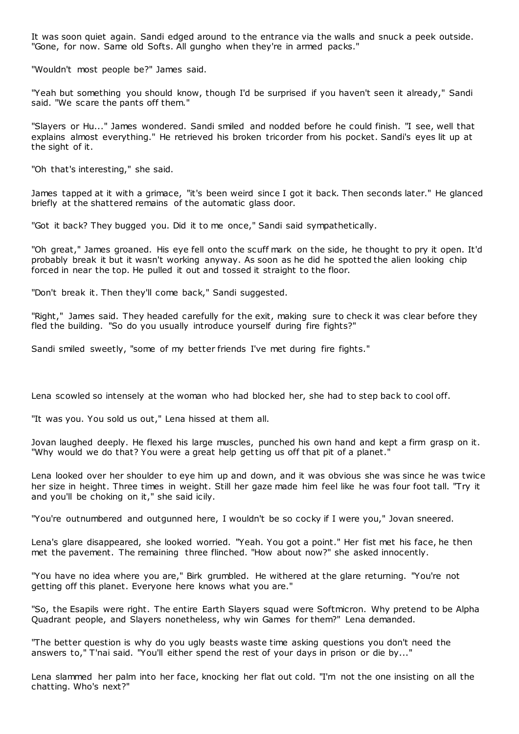It was soon quiet again. Sandi edged around to the entrance via the walls and snuck a peek outside. "Gone, for now. Same old Softs. All gungho when they're in armed packs."

"Wouldn't most people be?" James said.

"Yeah but something you should know, though I'd be surprised if you haven't seen it already," Sandi said. "We scare the pants off them."

"Slayers or Hu..." James wondered. Sandi smiled and nodded before he could finish. "I see, well that explains almost everything." He retrieved his broken tricorder from his pocket. Sandi's eyes lit up at the sight of it.

"Oh that's interesting," she said.

James tapped at it with a grimace, "it's been weird since I got it back. Then seconds later." He glanced briefly at the shattered remains of the automatic glass door.

"Got it back? They bugged you. Did it to me once," Sandi said sympathetically.

"Oh great," James groaned. His eye fell onto the scuff mark on the side, he thought to pry it open. It'd probably break it but it wasn't working anyway. As soon as he did he spotted the alien looking chip forced in near the top. He pulled it out and tossed it straight to the floor.

"Don't break it. Then they'll come back," Sandi suggested.

"Right," James said. They headed carefully for the exit, making sure to check it was clear before they fled the building. "So do you usually introduce yourself during fire fights?"

Sandi smiled sweetly, "some of my better friends I've met during fire fights."

Lena scowled so intensely at the woman who had blocked her, she had to step back to cool off.

"It was you. You sold us out," Lena hissed at them all.

Jovan laughed deeply. He flexed his large muscles, punched his own hand and kept a firm grasp on it. "Why would we do that? You were a great help getting us off that pit of a planet."

Lena looked over her shoulder to eye him up and down, and it was obvious she was since he was twice her size in height. Three times in weight. Still her gaze made him feel like he was four foot tall. "Try it and you'll be choking on it," she said icily.

"You're outnumbered and outgunned here, I wouldn't be so cocky if I were you," Jovan sneered.

Lena's glare disappeared, she looked worried. "Yeah. You got a point." Her fist met his face, he then met the pavement. The remaining three flinched. "How about now?" she asked innocently.

"You have no idea where you are," Birk grumbled. He withered at the glare returning. "You're not getting off this planet. Everyone here knows what you are."

"So, the Esapils were right. The entire Earth Slayers squad were Softmicron. Why pretend to be Alpha Quadrant people, and Slayers nonetheless, why win Games for them?" Lena demanded.

"The better question is why do you ugly beasts waste time asking questions you don't need the answers to," T'nai said. "You'll either spend the rest of your days in prison or die by..."

Lena slammed her palm into her face, knocking her flat out cold. "I'm not the one insisting on all the chatting. Who's next?"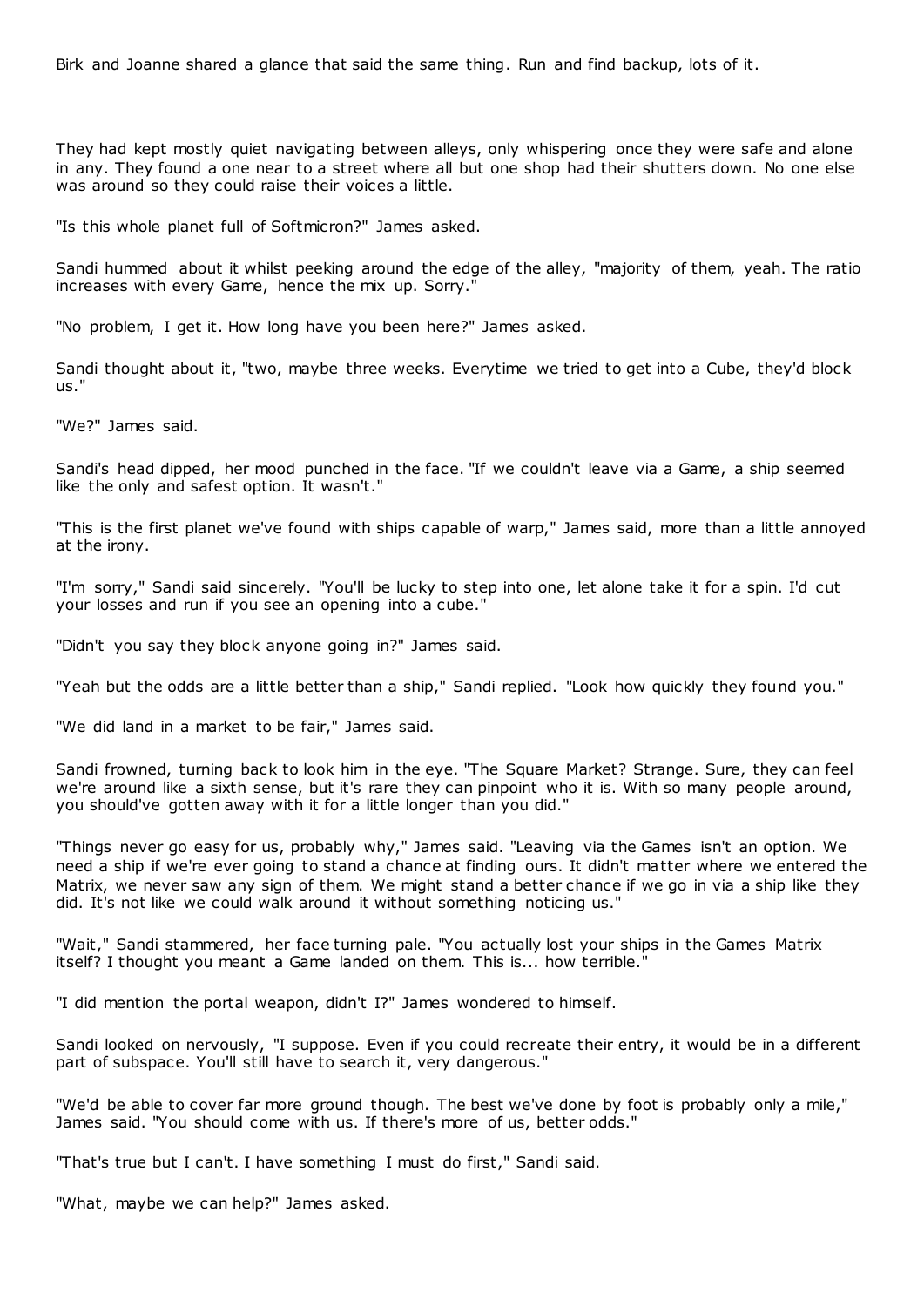Birk and Joanne shared a glance that said the same thing. Run and find backup, lots of it.

They had kept mostly quiet navigating between alleys, only whispering once they were safe and alone in any. They found a one near to a street where all but one shop had their shutters down. No one else was around so they could raise their voices a little.

"Is this whole planet full of Softmicron?" James asked.

Sandi hummed about it whilst peeking around the edge of the alley, "majority of them, yeah. The ratio increases with every Game, hence the mix up. Sorry."

"No problem, I get it. How long have you been here?" James asked.

Sandi thought about it, "two, maybe three weeks. Everytime we tried to get into a Cube, they'd block us."

"We?" James said.

Sandi's head dipped, her mood punched in the face. "If we couldn't leave via a Game, a ship seemed like the only and safest option. It wasn't."

"This is the first planet we've found with ships capable of warp," James said, more than a little annoyed at the irony.

"I'm sorry," Sandi said sincerely. "You'll be lucky to step into one, let alone take it for a spin. I'd cut your losses and run if you see an opening into a cube."

"Didn't you say they block anyone going in?" James said.

"Yeah but the odds are a little better than a ship," Sandi replied. "Look how quickly they found you."

"We did land in a market to be fair," James said.

Sandi frowned, turning back to look him in the eye. "The Square Market? Strange. Sure, they can feel we're around like a sixth sense, but it's rare they can pinpoint who it is. With so many people around, you should've gotten away with it for a little longer than you did."

"Things never go easy for us, probably why," James said. "Leaving via the Games isn't an option. We need a ship if we're ever going to stand a chance at finding ours. It didn't matter where we entered the Matrix, we never saw any sign of them. We might stand a better chance if we go in via a ship like they did. It's not like we could walk around it without something noticing us."

"Wait," Sandi stammered, her face turning pale. "You actually lost your ships in the Games Matrix itself? I thought you meant a Game landed on them. This is... how terrible."

"I did mention the portal weapon, didn't I?" James wondered to himself.

Sandi looked on nervously, "I suppose. Even if you could recreate their entry, it would be in a different part of subspace. You'll still have to search it, very dangerous."

"We'd be able to cover far more ground though. The best we've done by foot is probably only a mile," James said. "You should come with us. If there's more of us, better odds."

"That's true but I can't. I have something I must do first," Sandi said.

"What, maybe we can help?" James asked.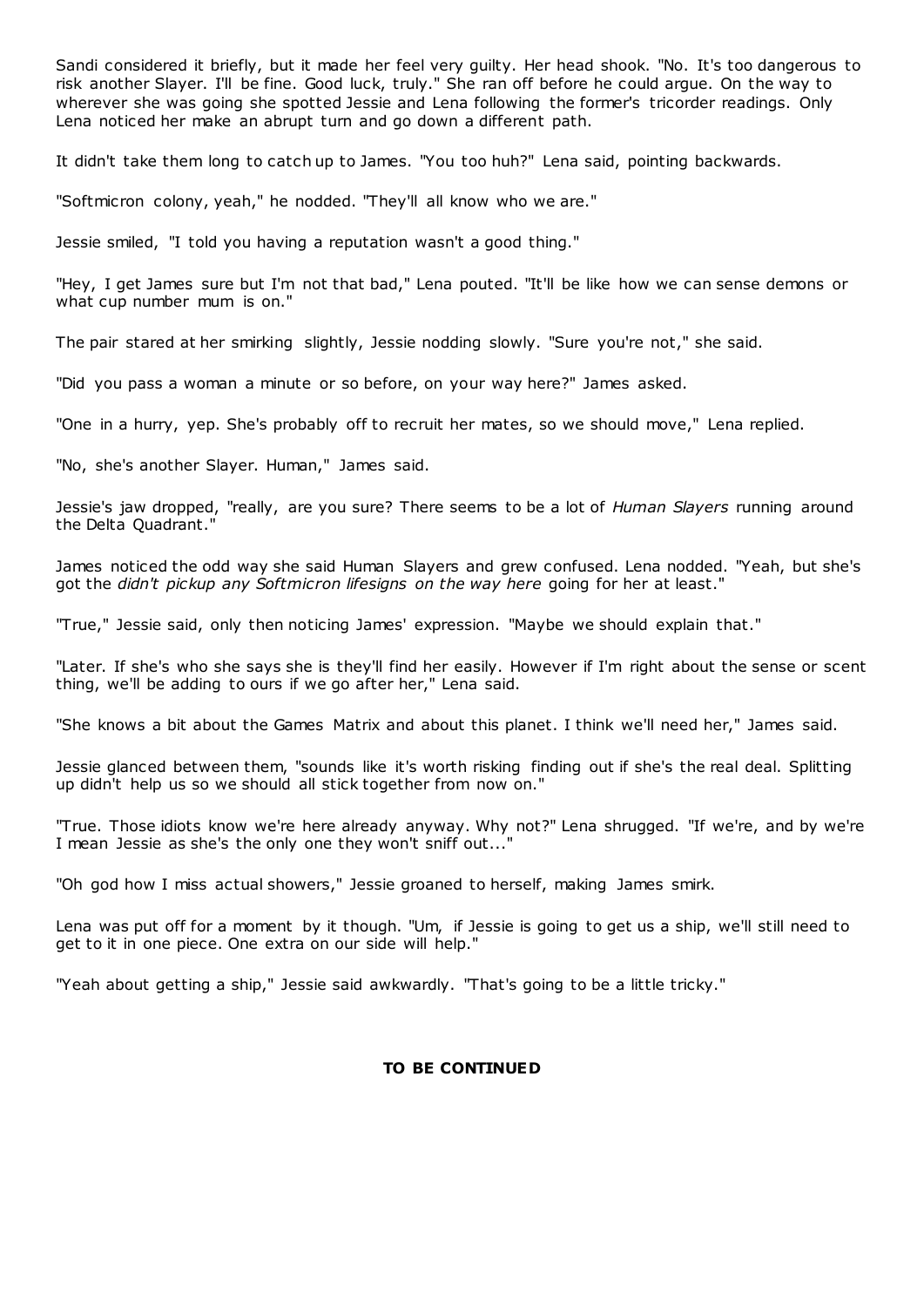Sandi considered it briefly, but it made her feel very guilty. Her head shook. "No. It's too dangerous to risk another Slayer. I'll be fine. Good luck, truly." She ran off before he could argue. On the way to wherever she was going she spotted Jessie and Lena following the former's tricorder readings. Only Lena noticed her make an abrupt turn and go down a different path.

It didn't take them long to catch up to James. "You too huh?" Lena said, pointing backwards.

"Softmicron colony, yeah," he nodded. "They'll all know who we are."

Jessie smiled, "I told you having a reputation wasn't a good thing."

"Hey, I get James sure but I'm not that bad," Lena pouted. "It'll be like how we can sense demons or what cup number mum is on."

The pair stared at her smirking slightly, Jessie nodding slowly. "Sure you're not," she said.

"Did you pass a woman a minute or so before, on your way here?" James asked.

"One in a hurry, yep. She's probably off to recruit her mates, so we should move," Lena replied.

"No, she's another Slayer. Human," James said.

Jessie's jaw dropped, "really, are you sure? There seems to be a lot of *Human Slayers* running around the Delta Quadrant."

James noticed the odd way she said Human Slayers and grew confused. Lena nodded. "Yeah, but she's got the *didn't pickup any Softmicron lifesigns on the way here* going for her at least."

"True," Jessie said, only then noticing James' expression. "Maybe we should explain that."

"Later. If she's who she says she is they'll find her easily. However if I'm right about the sense or scent thing, we'll be adding to ours if we go after her," Lena said.

"She knows a bit about the Games Matrix and about this planet. I think we'll need her," James said.

Jessie glanced between them, "sounds like it's worth risking finding out if she's the real deal. Splitting up didn't help us so we should all stick together from now on."

"True. Those idiots know we're here already anyway. Why not?" Lena shrugged. "If we're, and by we're I mean Jessie as she's the only one they won't sniff out..."

"Oh god how I miss actual showers," Jessie groaned to herself, making James smirk.

Lena was put off for a moment by it though. "Um, if Jessie is going to get us a ship, we'll still need to get to it in one piece. One extra on our side will help."

"Yeah about getting a ship," Jessie said awkwardly. "That's going to be a little tricky."

**TO BE CONTINUED**